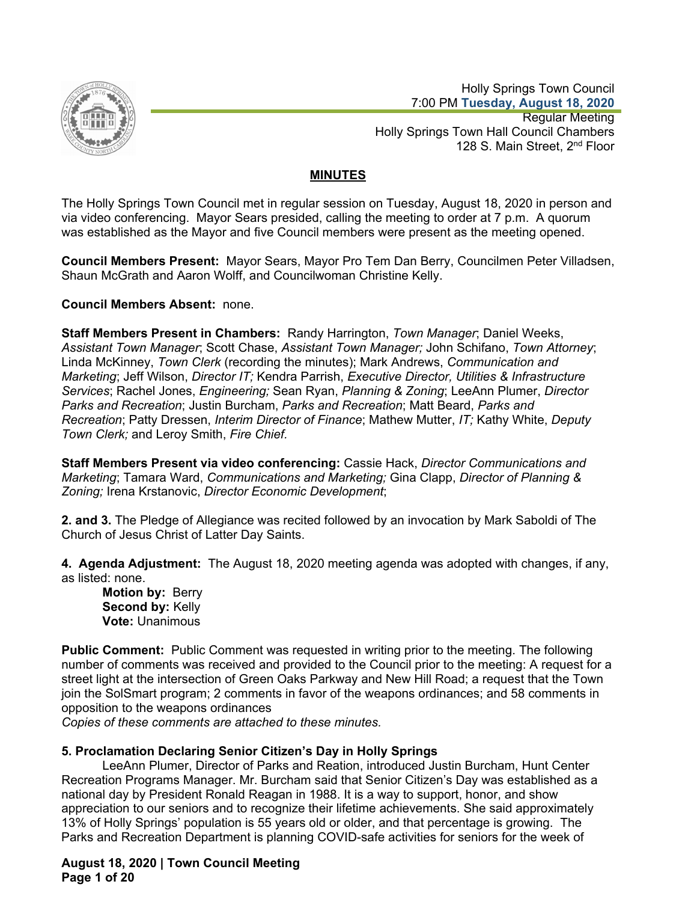Holly Springs Town Council
7:00 PM **Tuesday, August 18, 2020**
Regular Meeting
Holly Springs Town Hall Council Chambers
128 S. Main Street, 2nd Floor

## MINUTES

The Holly Springs Town Council met in regular session on Tuesday, August 18, 2020 in person and via video conferencing. Mayor Sears presided, calling the meeting to order at 7 p.m. A quorum was established as the Mayor and five Council members were present as the meeting opened.

**Council Members Present:** Mayor Sears, Mayor Pro Tem Dan Berry, Councilmen Peter Villadsen, Shaun McGrath and Aaron Wolff, and Councilwoman Christine Kelly.

**Council Members Absent:** none.

**Staff Members Present in Chambers:** Randy Harrington, *Town Manager*; Daniel Weeks, *Assistant Town Manager*; Scott Chase, *Assistant Town Manager;* John Schifano, *Town Attorney*; Linda McKinney, *Town Clerk* (recording the minutes); Mark Andrews, *Communication and Marketing*; Jeff Wilson, *Director IT;* Kendra Parrish, *Executive Director, Utilities & Infrastructure Services*; Rachel Jones, *Engineering;* Sean Ryan, *Planning & Zoning*; LeeAnn Plumer, *Director Parks and Recreation*; Justin Burcham, *Parks and Recreation*; Matt Beard, *Parks and Recreation*; Patty Dressen, *Interim Director of Finance*; Mathew Mutter, *IT;* Kathy White, *Deputy Town Clerk;* and Leroy Smith, *Fire Chief.*

**Staff Members Present via video conferencing:** Cassie Hack, *Director Communications and Marketing*; Tamara Ward, *Communications and Marketing;* Gina Clapp, *Director of Planning & Zoning;* Irena Krstanovic, *Director Economic Development*;

**2. and 3.** The Pledge of Allegiance was recited followed by an invocation by Mark Saboldi of The Church of Jesus Christ of Latter Day Saints.

**4. Agenda Adjustment:** The August 18, 2020 meeting agenda was adopted with changes, if any, as listed: none.

**Motion by:** Berry
**Second by:** Kelly
**Vote:** Unanimous

**Public Comment:** Public Comment was requested in writing prior to the meeting. The following number of comments was received and provided to the Council prior to the meeting: A request for a street light at the intersection of Green Oaks Parkway and New Hill Road; a request that the Town join the SolSmart program; 2 comments in favor of the weapons ordinances; and 58 comments in opposition to the weapons ordinances

*Copies of these comments are attached to these minutes.*

### 5. Proclamation Declaring Senior Citizen's Day in Holly Springs

LeeAnn Plumer, Director of Parks and Reation, introduced Justin Burcham, Hunt Center Recreation Programs Manager. Mr. Burcham said that Senior Citizen's Day was established as a national day by President Ronald Reagan in 1988. It is a way to support, honor, and show appreciation to our seniors and to recognize their lifetime achievements. She said approximately 13% of Holly Springs' population is 55 years old or older, and that percentage is growing. The Parks and Recreation Department is planning COVID-safe activities for seniors for the week of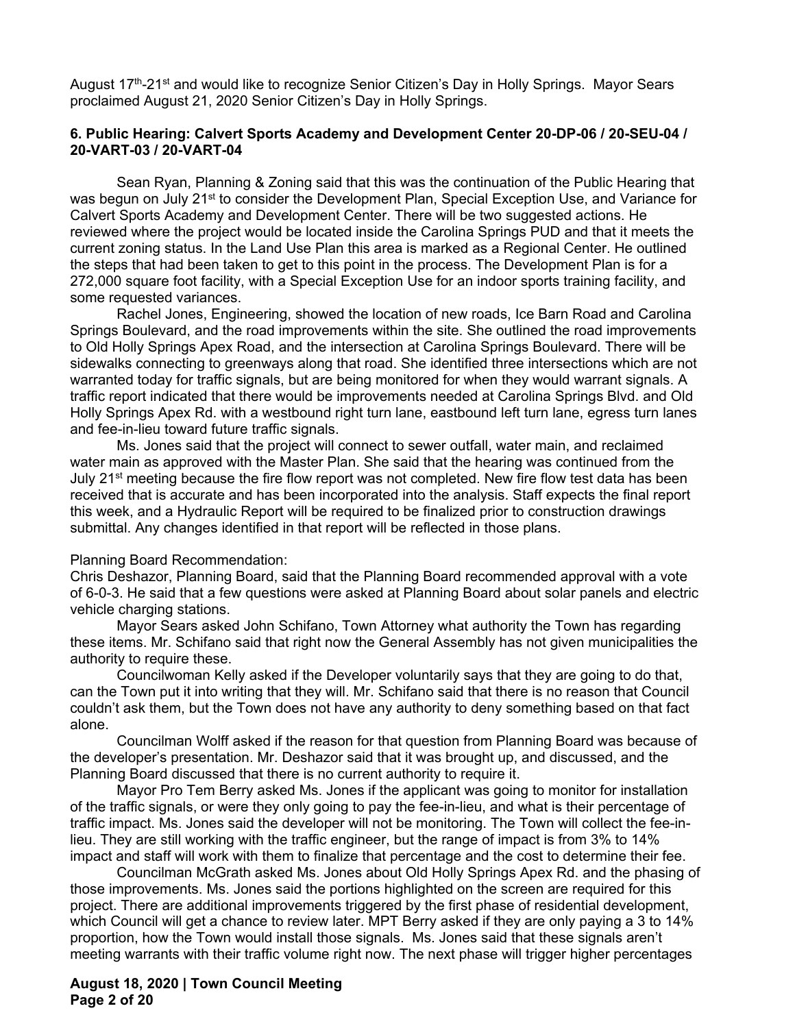August 17th-21st and would like to recognize Senior Citizen's Day in Holly Springs. Mayor Sears proclaimed August 21, 2020 Senior Citizen's Day in Holly Springs.

**6. Public Hearing: Calvert Sports Academy and Development Center 20-DP-06 / 20-SEU-04 / 20-VART-03 / 20-VART-04**

Sean Ryan, Planning & Zoning said that this was the continuation of the Public Hearing that was begun on July 21st to consider the Development Plan, Special Exception Use, and Variance for Calvert Sports Academy and Development Center. There will be two suggested actions. He reviewed where the project would be located inside the Carolina Springs PUD and that it meets the current zoning status. In the Land Use Plan this area is marked as a Regional Center. He outlined the steps that had been taken to get to this point in the process. The Development Plan is for a 272,000 square foot facility, with a Special Exception Use for an indoor sports training facility, and some requested variances.

Rachel Jones, Engineering, showed the location of new roads, Ice Barn Road and Carolina Springs Boulevard, and the road improvements within the site. She outlined the road improvements to Old Holly Springs Apex Road, and the intersection at Carolina Springs Boulevard. There will be sidewalks connecting to greenways along that road. She identified three intersections which are not warranted today for traffic signals, but are being monitored for when they would warrant signals. A traffic report indicated that there would be improvements needed at Carolina Springs Blvd. and Old Holly Springs Apex Rd. with a westbound right turn lane, eastbound left turn lane, egress turn lanes and fee-in-lieu toward future traffic signals.

Ms. Jones said that the project will connect to sewer outfall, water main, and reclaimed water main as approved with the Master Plan. She said that the hearing was continued from the July 21st meeting because the fire flow report was not completed. New fire flow test data has been received that is accurate and has been incorporated into the analysis. Staff expects the final report this week, and a Hydraulic Report will be required to be finalized prior to construction drawings submittal. Any changes identified in that report will be reflected in those plans.

Planning Board Recommendation:

Chris Deshazor, Planning Board, said that the Planning Board recommended approval with a vote of 6-0-3. He said that a few questions were asked at Planning Board about solar panels and electric vehicle charging stations.

Mayor Sears asked John Schifano, Town Attorney what authority the Town has regarding these items. Mr. Schifano said that right now the General Assembly has not given municipalities the authority to require these.

Councilwoman Kelly asked if the Developer voluntarily says that they are going to do that, can the Town put it into writing that they will. Mr. Schifano said that there is no reason that Council couldn't ask them, but the Town does not have any authority to deny something based on that fact alone.

Councilman Wolff asked if the reason for that question from Planning Board was because of the developer's presentation. Mr. Deshazor said that it was brought up, and discussed, and the Planning Board discussed that there is no current authority to require it.

Mayor Pro Tem Berry asked Ms. Jones if the applicant was going to monitor for installation of the traffic signals, or were they only going to pay the fee-in-lieu, and what is their percentage of traffic impact. Ms. Jones said the developer will not be monitoring. The Town will collect the fee-in-lieu. They are still working with the traffic engineer, but the range of impact is from 3% to 14% impact and staff will work with them to finalize that percentage and the cost to determine their fee.

Councilman McGrath asked Ms. Jones about Old Holly Springs Apex Rd. and the phasing of those improvements. Ms. Jones said the portions highlighted on the screen are required for this project. There are additional improvements triggered by the first phase of residential development, which Council will get a chance to review later. MPT Berry asked if they are only paying a 3 to 14% proportion, how the Town would install those signals. Ms. Jones said that these signals aren't meeting warrants with their traffic volume right now. The next phase will trigger higher percentages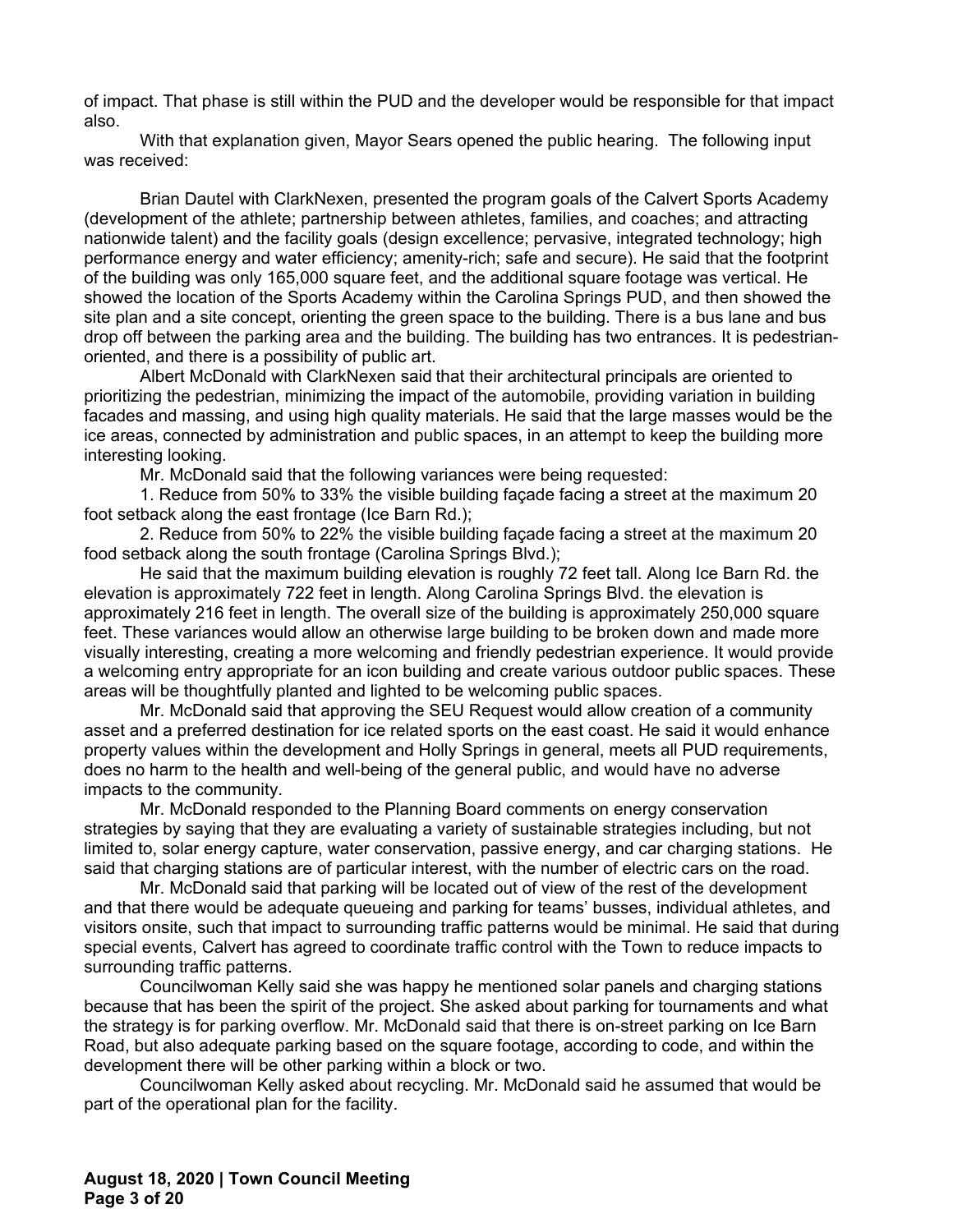of impact. That phase is still within the PUD and the developer would be responsible for that impact also.

With that explanation given, Mayor Sears opened the public hearing. The following input was received:

Brian Dautel with ClarkNexen, presented the program goals of the Calvert Sports Academy (development of the athlete; partnership between athletes, families, and coaches; and attracting nationwide talent) and the facility goals (design excellence; pervasive, integrated technology; high performance energy and water efficiency; amenity-rich; safe and secure). He said that the footprint of the building was only 165,000 square feet, and the additional square footage was vertical. He showed the location of the Sports Academy within the Carolina Springs PUD, and then showed the site plan and a site concept, orienting the green space to the building. There is a bus lane and bus drop off between the parking area and the building. The building has two entrances. It is pedestrian-oriented, and there is a possibility of public art.

Albert McDonald with ClarkNexen said that their architectural principals are oriented to prioritizing the pedestrian, minimizing the impact of the automobile, providing variation in building facades and massing, and using high quality materials. He said that the large masses would be the ice areas, connected by administration and public spaces, in an attempt to keep the building more interesting looking.

Mr. McDonald said that the following variances were being requested:

1. Reduce from 50% to 33% the visible building façade facing a street at the maximum 20 foot setback along the east frontage (Ice Barn Rd.);

2. Reduce from 50% to 22% the visible building façade facing a street at the maximum 20 food setback along the south frontage (Carolina Springs Blvd.);

He said that the maximum building elevation is roughly 72 feet tall. Along Ice Barn Rd. the elevation is approximately 722 feet in length. Along Carolina Springs Blvd. the elevation is approximately 216 feet in length. The overall size of the building is approximately 250,000 square feet. These variances would allow an otherwise large building to be broken down and made more visually interesting, creating a more welcoming and friendly pedestrian experience. It would provide a welcoming entry appropriate for an icon building and create various outdoor public spaces. These areas will be thoughtfully planted and lighted to be welcoming public spaces.

Mr. McDonald said that approving the SEU Request would allow creation of a community asset and a preferred destination for ice related sports on the east coast. He said it would enhance property values within the development and Holly Springs in general, meets all PUD requirements, does no harm to the health and well-being of the general public, and would have no adverse impacts to the community.

Mr. McDonald responded to the Planning Board comments on energy conservation strategies by saying that they are evaluating a variety of sustainable strategies including, but not limited to, solar energy capture, water conservation, passive energy, and car charging stations. He said that charging stations are of particular interest, with the number of electric cars on the road.

Mr. McDonald said that parking will be located out of view of the rest of the development and that there would be adequate queueing and parking for teams' busses, individual athletes, and visitors onsite, such that impact to surrounding traffic patterns would be minimal. He said that during special events, Calvert has agreed to coordinate traffic control with the Town to reduce impacts to surrounding traffic patterns.

Councilwoman Kelly said she was happy he mentioned solar panels and charging stations because that has been the spirit of the project. She asked about parking for tournaments and what the strategy is for parking overflow. Mr. McDonald said that there is on-street parking on Ice Barn Road, but also adequate parking based on the square footage, according to code, and within the development there will be other parking within a block or two.

Councilwoman Kelly asked about recycling. Mr. McDonald said he assumed that would be part of the operational plan for the facility.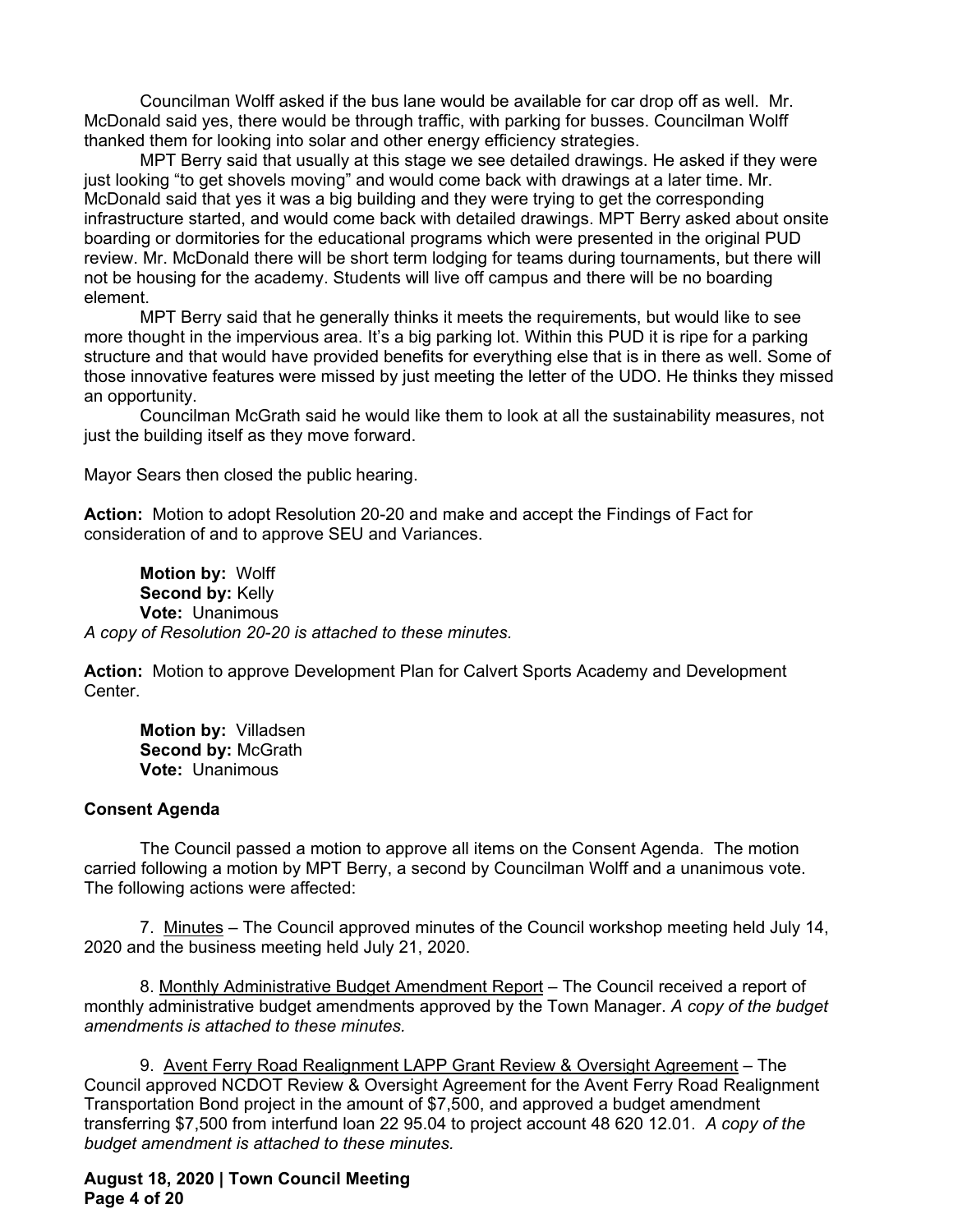Councilman Wolff asked if the bus lane would be available for car drop off as well. Mr. McDonald said yes, there would be through traffic, with parking for busses. Councilman Wolff thanked them for looking into solar and other energy efficiency strategies.

MPT Berry said that usually at this stage we see detailed drawings. He asked if they were just looking "to get shovels moving" and would come back with drawings at a later time. Mr. McDonald said that yes it was a big building and they were trying to get the corresponding infrastructure started, and would come back with detailed drawings. MPT Berry asked about onsite boarding or dormitories for the educational programs which were presented in the original PUD review. Mr. McDonald there will be short term lodging for teams during tournaments, but there will not be housing for the academy. Students will live off campus and there will be no boarding element.

MPT Berry said that he generally thinks it meets the requirements, but would like to see more thought in the impervious area. It's a big parking lot. Within this PUD it is ripe for a parking structure and that would have provided benefits for everything else that is in there as well. Some of those innovative features were missed by just meeting the letter of the UDO. He thinks they missed an opportunity.

Councilman McGrath said he would like them to look at all the sustainability measures, not just the building itself as they move forward.

Mayor Sears then closed the public hearing.

**Action:** Motion to adopt Resolution 20-20 and make and accept the Findings of Fact for consideration of and to approve SEU and Variances.

**Motion by:** Wolff
**Second by:** Kelly
**Vote:** Unanimous

*A copy of Resolution 20-20 is attached to these minutes.*

**Action:** Motion to approve Development Plan for Calvert Sports Academy and Development Center.

**Motion by:** Villadsen
**Second by:** McGrath
**Vote:** Unanimous

**Consent Agenda**

The Council passed a motion to approve all items on the Consent Agenda. The motion carried following a motion by MPT Berry, a second by Councilman Wolff and a unanimous vote. The following actions were affected:

7. Minutes – The Council approved minutes of the Council workshop meeting held July 14, 2020 and the business meeting held July 21, 2020.

8. Monthly Administrative Budget Amendment Report – The Council received a report of monthly administrative budget amendments approved by the Town Manager. *A copy of the budget amendments is attached to these minutes.*

9. Avent Ferry Road Realignment LAPP Grant Review & Oversight Agreement – The Council approved NCDOT Review & Oversight Agreement for the Avent Ferry Road Realignment Transportation Bond project in the amount of $7,500, and approved a budget amendment transferring $7,500 from interfund loan 22 95.04 to project account 48 620 12.01. *A copy of the budget amendment is attached to these minutes.*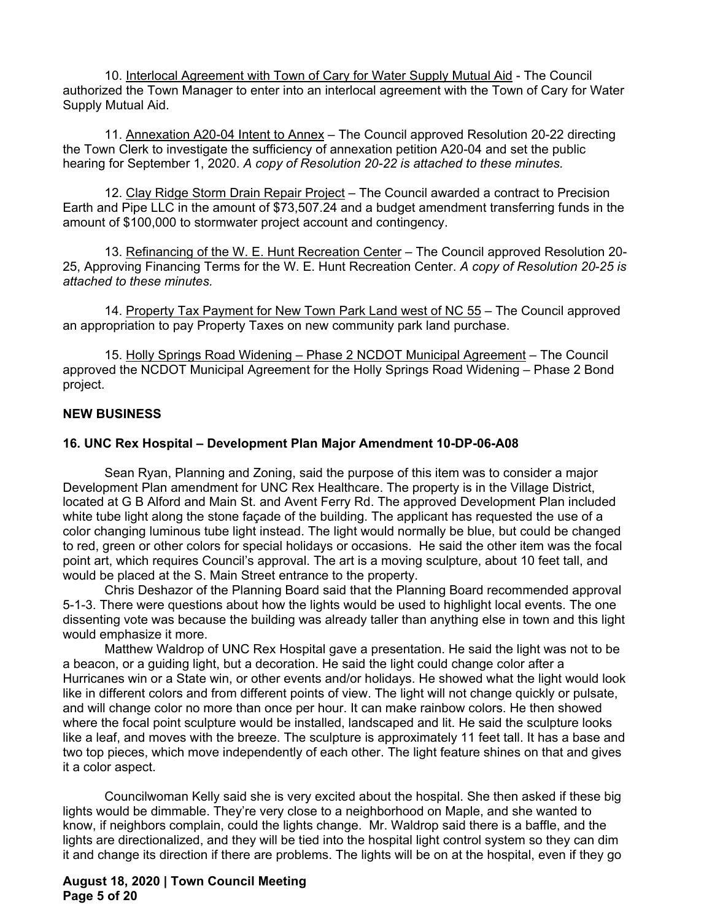10. <u>Interlocal Agreement with Town of Cary for Water Supply Mutual Aid</u> - The Council authorized the Town Manager to enter into an interlocal agreement with the Town of Cary for Water Supply Mutual Aid.

11. <u>Annexation A20-04 Intent to Annex</u> – The Council approved Resolution 20-22 directing the Town Clerk to investigate the sufficiency of annexation petition A20-04 and set the public hearing for September 1, 2020. *A copy of Resolution 20-22 is attached to these minutes.*

12. <u>Clay Ridge Storm Drain Repair Project</u> – The Council awarded a contract to Precision Earth and Pipe LLC in the amount of $73,507.24 and a budget amendment transferring funds in the amount of $100,000 to stormwater project account and contingency.

13. <u>Refinancing of the W. E. Hunt Recreation Center</u> – The Council approved Resolution 20-25, Approving Financing Terms for the W. E. Hunt Recreation Center. *A copy of Resolution 20-25 is attached to these minutes.*

14. <u>Property Tax Payment for New Town Park Land west of NC 55</u> – The Council approved an appropriation to pay Property Taxes on new community park land purchase.

15. <u>Holly Springs Road Widening – Phase 2 NCDOT Municipal Agreement</u> – The Council approved the NCDOT Municipal Agreement for the Holly Springs Road Widening – Phase 2 Bond project.

## NEW BUSINESS

### 16. UNC Rex Hospital – Development Plan Major Amendment 10-DP-06-A08

Sean Ryan, Planning and Zoning, said the purpose of this item was to consider a major Development Plan amendment for UNC Rex Healthcare. The property is in the Village District, located at G B Alford and Main St. and Avent Ferry Rd. The approved Development Plan included white tube light along the stone façade of the building. The applicant has requested the use of a color changing luminous tube light instead. The light would normally be blue, but could be changed to red, green or other colors for special holidays or occasions. He said the other item was the focal point art, which requires Council's approval. The art is a moving sculpture, about 10 feet tall, and would be placed at the S. Main Street entrance to the property.

Chris Deshazor of the Planning Board said that the Planning Board recommended approval 5-1-3. There were questions about how the lights would be used to highlight local events. The one dissenting vote was because the building was already taller than anything else in town and this light would emphasize it more.

Matthew Waldrop of UNC Rex Hospital gave a presentation. He said the light was not to be a beacon, or a guiding light, but a decoration. He said the light could change color after a Hurricanes win or a State win, or other events and/or holidays. He showed what the light would look like in different colors and from different points of view. The light will not change quickly or pulsate, and will change color no more than once per hour. It can make rainbow colors. He then showed where the focal point sculpture would be installed, landscaped and lit. He said the sculpture looks like a leaf, and moves with the breeze. The sculpture is approximately 11 feet tall. It has a base and two top pieces, which move independently of each other. The light feature shines on that and gives it a color aspect.

Councilwoman Kelly said she is very excited about the hospital. She then asked if these big lights would be dimmable. They're very close to a neighborhood on Maple, and she wanted to know, if neighbors complain, could the lights change. Mr. Waldrop said there is a baffle, and the lights are directionalized, and they will be tied into the hospital light control system so they can dim it and change its direction if there are problems. The lights will be on at the hospital, even if they go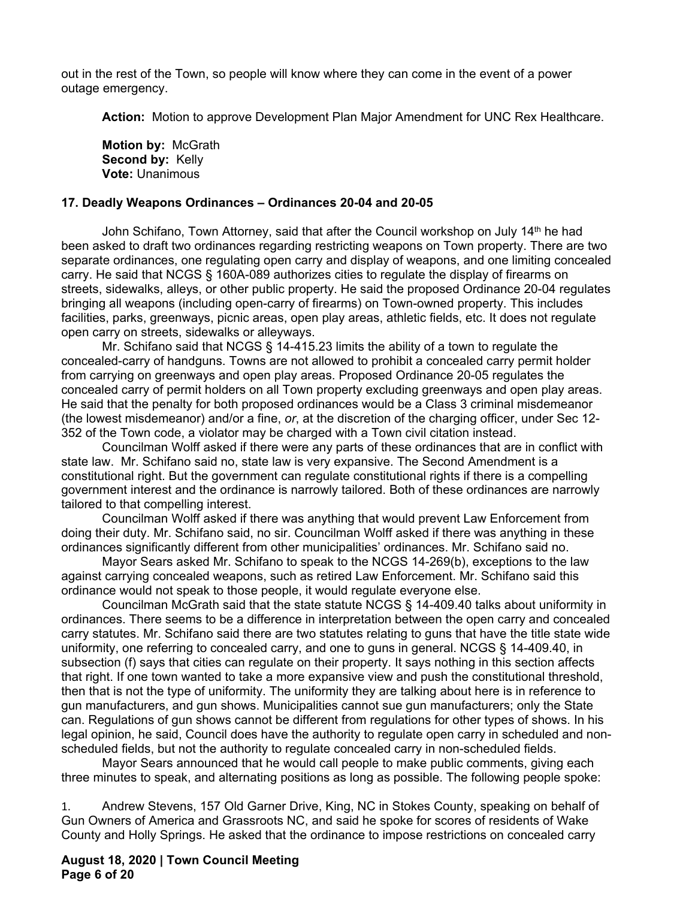out in the rest of the Town, so people will know where they can come in the event of a power outage emergency.

**Action:** Motion to approve Development Plan Major Amendment for UNC Rex Healthcare.

**Motion by:** McGrath
**Second by:** Kelly
**Vote:** Unanimous

**17. Deadly Weapons Ordinances – Ordinances 20-04 and 20-05**

John Schifano, Town Attorney, said that after the Council workshop on July 14th he had been asked to draft two ordinances regarding restricting weapons on Town property. There are two separate ordinances, one regulating open carry and display of weapons, and one limiting concealed carry. He said that NCGS § 160A-089 authorizes cities to regulate the display of firearms on streets, sidewalks, alleys, or other public property. He said the proposed Ordinance 20-04 regulates bringing all weapons (including open-carry of firearms) on Town-owned property. This includes facilities, parks, greenways, picnic areas, open play areas, athletic fields, etc. It does not regulate open carry on streets, sidewalks or alleyways.

Mr. Schifano said that NCGS § 14-415.23 limits the ability of a town to regulate the concealed-carry of handguns. Towns are not allowed to prohibit a concealed carry permit holder from carrying on greenways and open play areas. Proposed Ordinance 20-05 regulates the concealed carry of permit holders on all Town property excluding greenways and open play areas. He said that the penalty for both proposed ordinances would be a Class 3 criminal misdemeanor (the lowest misdemeanor) and/or a fine, *or*, at the discretion of the charging officer, under Sec 12-352 of the Town code, a violator may be charged with a Town civil citation instead.

Councilman Wolff asked if there were any parts of these ordinances that are in conflict with state law. Mr. Schifano said no, state law is very expansive. The Second Amendment is a constitutional right. But the government can regulate constitutional rights if there is a compelling government interest and the ordinance is narrowly tailored. Both of these ordinances are narrowly tailored to that compelling interest.

Councilman Wolff asked if there was anything that would prevent Law Enforcement from doing their duty. Mr. Schifano said, no sir. Councilman Wolff asked if there was anything in these ordinances significantly different from other municipalities' ordinances. Mr. Schifano said no.

Mayor Sears asked Mr. Schifano to speak to the NCGS 14-269(b), exceptions to the law against carrying concealed weapons, such as retired Law Enforcement. Mr. Schifano said this ordinance would not speak to those people, it would regulate everyone else.

Councilman McGrath said that the state statute NCGS § 14-409.40 talks about uniformity in ordinances. There seems to be a difference in interpretation between the open carry and concealed carry statutes. Mr. Schifano said there are two statutes relating to guns that have the title state wide uniformity, one referring to concealed carry, and one to guns in general. NCGS § 14-409.40, in subsection (f) says that cities can regulate on their property. It says nothing in this section affects that right. If one town wanted to take a more expansive view and push the constitutional threshold, then that is not the type of uniformity. The uniformity they are talking about here is in reference to gun manufacturers, and gun shows. Municipalities cannot sue gun manufacturers; only the State can. Regulations of gun shows cannot be different from regulations for other types of shows. In his legal opinion, he said, Council does have the authority to regulate open carry in scheduled and non-scheduled fields, but not the authority to regulate concealed carry in non-scheduled fields.

Mayor Sears announced that he would call people to make public comments, giving each three minutes to speak, and alternating positions as long as possible. The following people spoke:

1. Andrew Stevens, 157 Old Garner Drive, King, NC in Stokes County, speaking on behalf of Gun Owners of America and Grassroots NC, and said he spoke for scores of residents of Wake County and Holly Springs. He asked that the ordinance to impose restrictions on concealed carry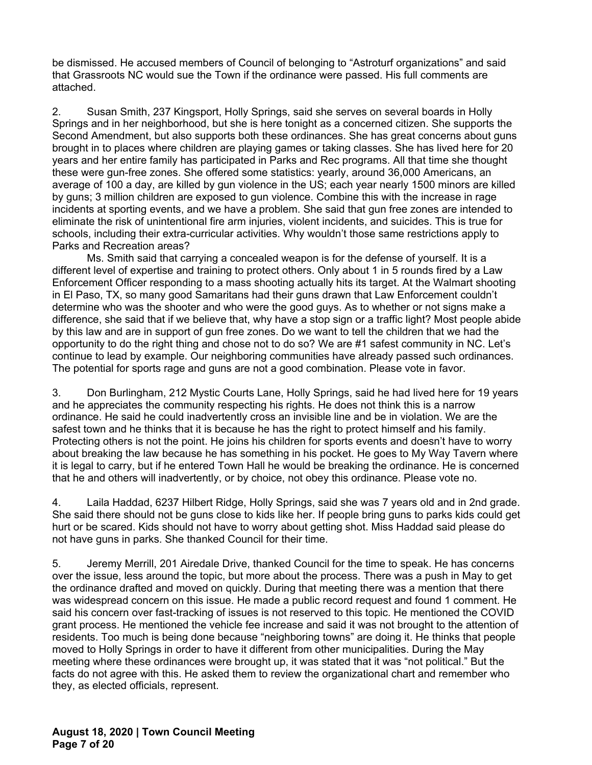be dismissed. He accused members of Council of belonging to "Astroturf organizations" and said that Grassroots NC would sue the Town if the ordinance were passed. His full comments are attached.

2. Susan Smith, 237 Kingsport, Holly Springs, said she serves on several boards in Holly Springs and in her neighborhood, but she is here tonight as a concerned citizen. She supports the Second Amendment, but also supports both these ordinances. She has great concerns about guns brought in to places where children are playing games or taking classes. She has lived here for 20 years and her entire family has participated in Parks and Rec programs. All that time she thought these were gun-free zones. She offered some statistics: yearly, around 36,000 Americans, an average of 100 a day, are killed by gun violence in the US; each year nearly 1500 minors are killed by guns; 3 million children are exposed to gun violence. Combine this with the increase in rage incidents at sporting events, and we have a problem. She said that gun free zones are intended to eliminate the risk of unintentional fire arm injuries, violent incidents, and suicides. This is true for schools, including their extra-curricular activities. Why wouldn't those same restrictions apply to Parks and Recreation areas?

Ms. Smith said that carrying a concealed weapon is for the defense of yourself. It is a different level of expertise and training to protect others. Only about 1 in 5 rounds fired by a Law Enforcement Officer responding to a mass shooting actually hits its target. At the Walmart shooting in El Paso, TX, so many good Samaritans had their guns drawn that Law Enforcement couldn't determine who was the shooter and who were the good guys. As to whether or not signs make a difference, she said that if we believe that, why have a stop sign or a traffic light? Most people abide by this law and are in support of gun free zones. Do we want to tell the children that we had the opportunity to do the right thing and chose not to do so? We are #1 safest community in NC. Let's continue to lead by example. Our neighboring communities have already passed such ordinances. The potential for sports rage and guns are not a good combination. Please vote in favor.

3. Don Burlingham, 212 Mystic Courts Lane, Holly Springs, said he had lived here for 19 years and he appreciates the community respecting his rights. He does not think this is a narrow ordinance. He said he could inadvertently cross an invisible line and be in violation. We are the safest town and he thinks that it is because he has the right to protect himself and his family. Protecting others is not the point. He joins his children for sports events and doesn't have to worry about breaking the law because he has something in his pocket. He goes to My Way Tavern where it is legal to carry, but if he entered Town Hall he would be breaking the ordinance. He is concerned that he and others will inadvertently, or by choice, not obey this ordinance. Please vote no.

4. Laila Haddad, 6237 Hilbert Ridge, Holly Springs, said she was 7 years old and in 2nd grade. She said there should not be guns close to kids like her. If people bring guns to parks kids could get hurt or be scared. Kids should not have to worry about getting shot. Miss Haddad said please do not have guns in parks. She thanked Council for their time.

5. Jeremy Merrill, 201 Airedale Drive, thanked Council for the time to speak. He has concerns over the issue, less around the topic, but more about the process. There was a push in May to get the ordinance drafted and moved on quickly. During that meeting there was a mention that there was widespread concern on this issue. He made a public record request and found 1 comment. He said his concern over fast-tracking of issues is not reserved to this topic. He mentioned the COVID grant process. He mentioned the vehicle fee increase and said it was not brought to the attention of residents. Too much is being done because "neighboring towns" are doing it. He thinks that people moved to Holly Springs in order to have it different from other municipalities. During the May meeting where these ordinances were brought up, it was stated that it was "not political." But the facts do not agree with this. He asked them to review the organizational chart and remember who they, as elected officials, represent.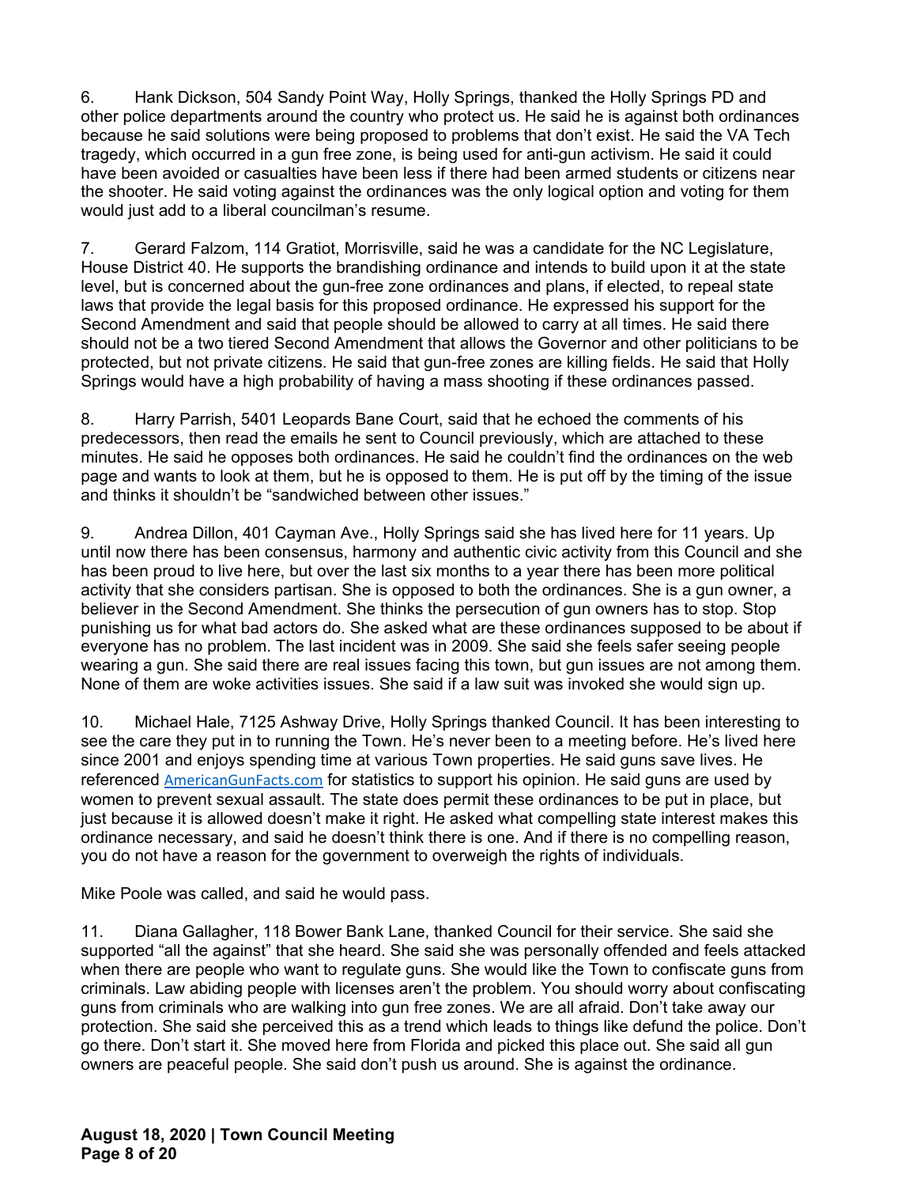6. Hank Dickson, 504 Sandy Point Way, Holly Springs, thanked the Holly Springs PD and other police departments around the country who protect us. He said he is against both ordinances because he said solutions were being proposed to problems that don't exist. He said the VA Tech tragedy, which occurred in a gun free zone, is being used for anti-gun activism. He said it could have been avoided or casualties have been less if there had been armed students or citizens near the shooter. He said voting against the ordinances was the only logical option and voting for them would just add to a liberal councilman's resume.

7. Gerard Falzom, 114 Gratiot, Morrisville, said he was a candidate for the NC Legislature, House District 40. He supports the brandishing ordinance and intends to build upon it at the state level, but is concerned about the gun-free zone ordinances and plans, if elected, to repeal state laws that provide the legal basis for this proposed ordinance. He expressed his support for the Second Amendment and said that people should be allowed to carry at all times. He said there should not be a two tiered Second Amendment that allows the Governor and other politicians to be protected, but not private citizens. He said that gun-free zones are killing fields. He said that Holly Springs would have a high probability of having a mass shooting if these ordinances passed.

8. Harry Parrish, 5401 Leopards Bane Court, said that he echoed the comments of his predecessors, then read the emails he sent to Council previously, which are attached to these minutes. He said he opposes both ordinances. He said he couldn't find the ordinances on the web page and wants to look at them, but he is opposed to them. He is put off by the timing of the issue and thinks it shouldn't be "sandwiched between other issues."

9. Andrea Dillon, 401 Cayman Ave., Holly Springs said she has lived here for 11 years. Up until now there has been consensus, harmony and authentic civic activity from this Council and she has been proud to live here, but over the last six months to a year there has been more political activity that she considers partisan. She is opposed to both the ordinances. She is a gun owner, a believer in the Second Amendment. She thinks the persecution of gun owners has to stop. Stop punishing us for what bad actors do. She asked what are these ordinances supposed to be about if everyone has no problem. The last incident was in 2009. She said she feels safer seeing people wearing a gun. She said there are real issues facing this town, but gun issues are not among them. None of them are woke activities issues. She said if a law suit was invoked she would sign up.

10. Michael Hale, 7125 Ashway Drive, Holly Springs thanked Council. It has been interesting to see the care they put in to running the Town. He's never been to a meeting before. He's lived here since 2001 and enjoys spending time at various Town properties. He said guns save lives. He referenced AmericanGunFacts.com for statistics to support his opinion. He said guns are used by women to prevent sexual assault. The state does permit these ordinances to be put in place, but just because it is allowed doesn't make it right. He asked what compelling state interest makes this ordinance necessary, and said he doesn't think there is one. And if there is no compelling reason, you do not have a reason for the government to overweigh the rights of individuals.

Mike Poole was called, and said he would pass.

11. Diana Gallagher, 118 Bower Bank Lane, thanked Council for their service. She said she supported "all the against" that she heard. She said she was personally offended and feels attacked when there are people who want to regulate guns. She would like the Town to confiscate guns from criminals. Law abiding people with licenses aren't the problem. You should worry about confiscating guns from criminals who are walking into gun free zones. We are all afraid. Don't take away our protection. She said she perceived this as a trend which leads to things like defund the police. Don't go there. Don't start it. She moved here from Florida and picked this place out. She said all gun owners are peaceful people. She said don't push us around. She is against the ordinance.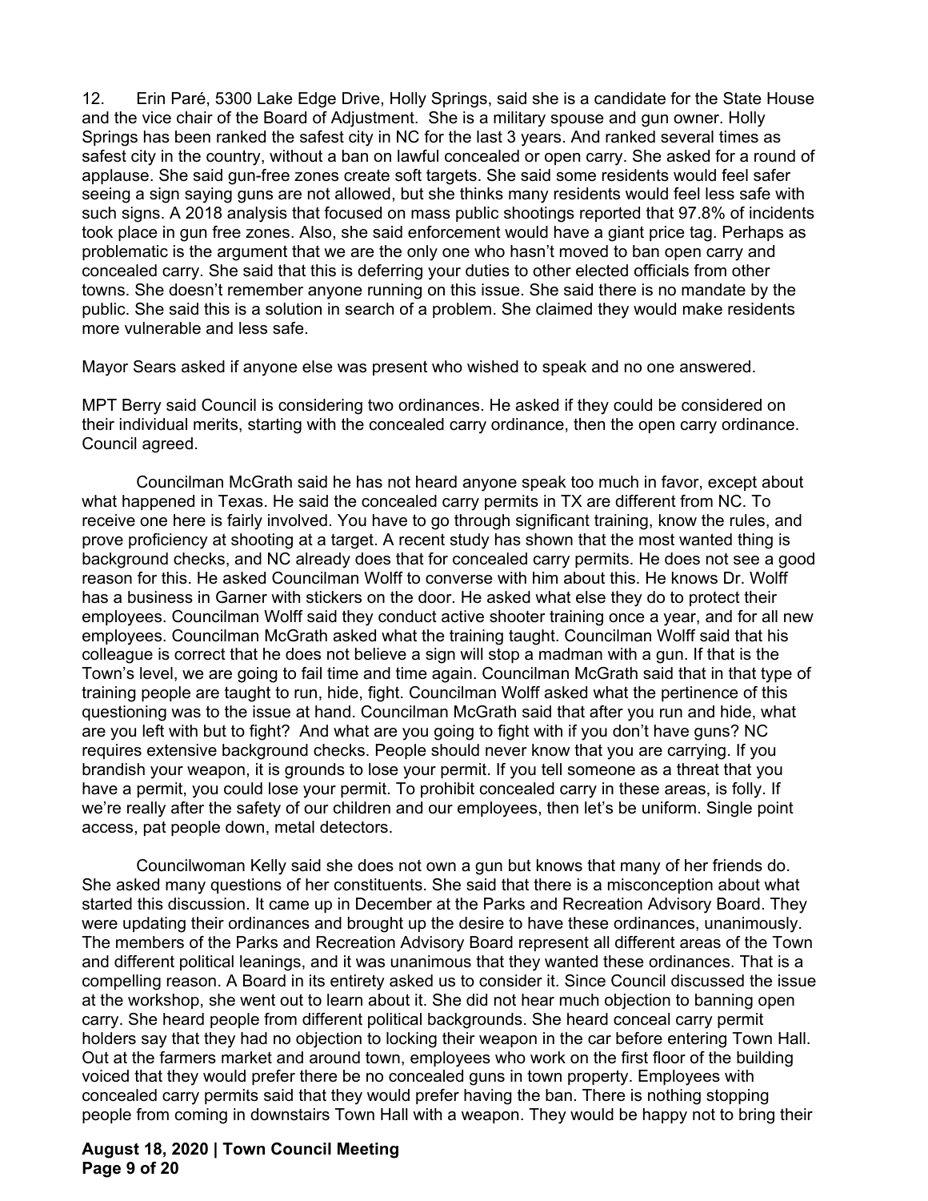12. Erin Paré, 5300 Lake Edge Drive, Holly Springs, said she is a candidate for the State House and the vice chair of the Board of Adjustment. She is a military spouse and gun owner. Holly Springs has been ranked the safest city in NC for the last 3 years. And ranked several times as safest city in the country, without a ban on lawful concealed or open carry. She asked for a round of applause. She said gun-free zones create soft targets. She said some residents would feel safer seeing a sign saying guns are not allowed, but she thinks many residents would feel less safe with such signs. A 2018 analysis that focused on mass public shootings reported that 97.8% of incidents took place in gun free zones. Also, she said enforcement would have a giant price tag. Perhaps as problematic is the argument that we are the only one who hasn't moved to ban open carry and concealed carry. She said that this is deferring your duties to other elected officials from other towns. She doesn't remember anyone running on this issue. She said there is no mandate by the public. She said this is a solution in search of a problem. She claimed they would make residents more vulnerable and less safe.

Mayor Sears asked if anyone else was present who wished to speak and no one answered.

MPT Berry said Council is considering two ordinances. He asked if they could be considered on their individual merits, starting with the concealed carry ordinance, then the open carry ordinance. Council agreed.

Councilman McGrath said he has not heard anyone speak too much in favor, except about what happened in Texas. He said the concealed carry permits in TX are different from NC. To receive one here is fairly involved. You have to go through significant training, know the rules, and prove proficiency at shooting at a target. A recent study has shown that the most wanted thing is background checks, and NC already does that for concealed carry permits. He does not see a good reason for this. He asked Councilman Wolff to converse with him about this. He knows Dr. Wolff has a business in Garner with stickers on the door. He asked what else they do to protect their employees. Councilman Wolff said they conduct active shooter training once a year, and for all new employees. Councilman McGrath asked what the training taught. Councilman Wolff said that his colleague is correct that he does not believe a sign will stop a madman with a gun. If that is the Town's level, we are going to fail time and time again. Councilman McGrath said that in that type of training people are taught to run, hide, fight. Councilman Wolff asked what the pertinence of this questioning was to the issue at hand. Councilman McGrath said that after you run and hide, what are you left with but to fight? And what are you going to fight with if you don't have guns? NC requires extensive background checks. People should never know that you are carrying. If you brandish your weapon, it is grounds to lose your permit. If you tell someone as a threat that you have a permit, you could lose your permit. To prohibit concealed carry in these areas, is folly. If we're really after the safety of our children and our employees, then let's be uniform. Single point access, pat people down, metal detectors.

Councilwoman Kelly said she does not own a gun but knows that many of her friends do. She asked many questions of her constituents. She said that there is a misconception about what started this discussion. It came up in December at the Parks and Recreation Advisory Board. They were updating their ordinances and brought up the desire to have these ordinances, unanimously. The members of the Parks and Recreation Advisory Board represent all different areas of the Town and different political leanings, and it was unanimous that they wanted these ordinances. That is a compelling reason. A Board in its entirety asked us to consider it. Since Council discussed the issue at the workshop, she went out to learn about it. She did not hear much objection to banning open carry. She heard people from different political backgrounds. She heard conceal carry permit holders say that they had no objection to locking their weapon in the car before entering Town Hall. Out at the farmers market and around town, employees who work on the first floor of the building voiced that they would prefer there be no concealed guns in town property. Employees with concealed carry permits said that they would prefer having the ban. There is nothing stopping people from coming in downstairs Town Hall with a weapon. They would be happy not to bring their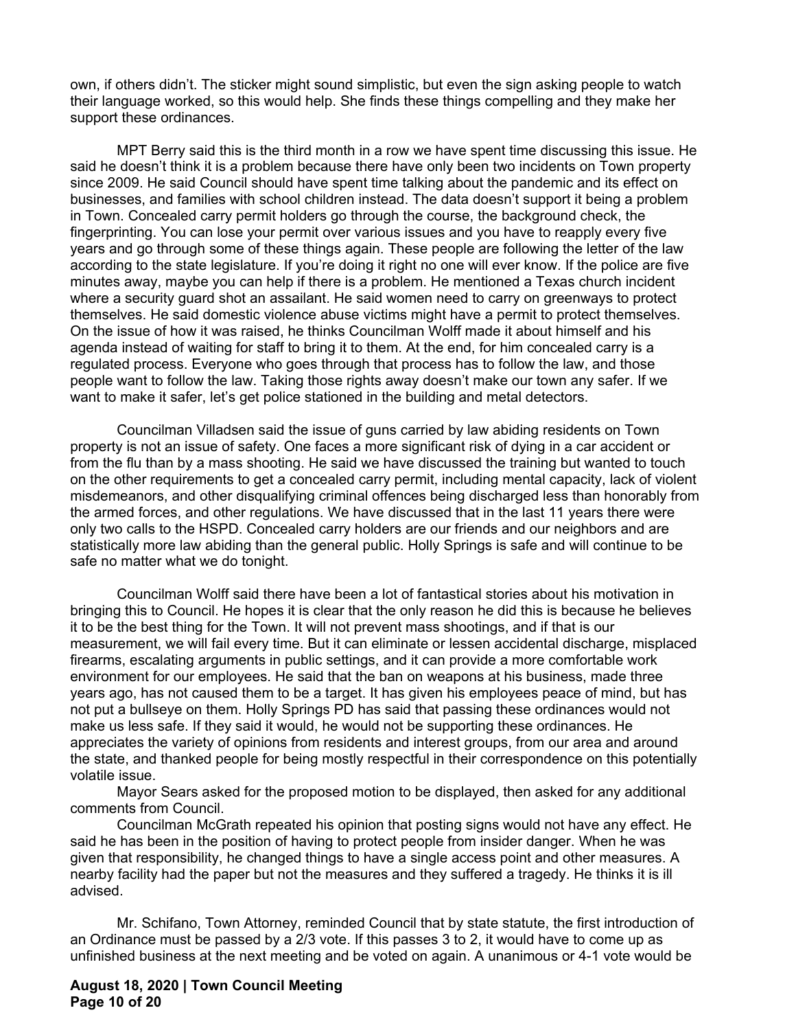own, if others didn't. The sticker might sound simplistic, but even the sign asking people to watch their language worked, so this would help. She finds these things compelling and they make her support these ordinances.

MPT Berry said this is the third month in a row we have spent time discussing this issue. He said he doesn't think it is a problem because there have only been two incidents on Town property since 2009. He said Council should have spent time talking about the pandemic and its effect on businesses, and families with school children instead. The data doesn't support it being a problem in Town. Concealed carry permit holders go through the course, the background check, the fingerprinting. You can lose your permit over various issues and you have to reapply every five years and go through some of these things again. These people are following the letter of the law according to the state legislature. If you're doing it right no one will ever know. If the police are five minutes away, maybe you can help if there is a problem. He mentioned a Texas church incident where a security guard shot an assailant. He said women need to carry on greenways to protect themselves. He said domestic violence abuse victims might have a permit to protect themselves. On the issue of how it was raised, he thinks Councilman Wolff made it about himself and his agenda instead of waiting for staff to bring it to them. At the end, for him concealed carry is a regulated process. Everyone who goes through that process has to follow the law, and those people want to follow the law. Taking those rights away doesn't make our town any safer. If we want to make it safer, let's get police stationed in the building and metal detectors.

Councilman Villadsen said the issue of guns carried by law abiding residents on Town property is not an issue of safety. One faces a more significant risk of dying in a car accident or from the flu than by a mass shooting. He said we have discussed the training but wanted to touch on the other requirements to get a concealed carry permit, including mental capacity, lack of violent misdemeanors, and other disqualifying criminal offences being discharged less than honorably from the armed forces, and other regulations. We have discussed that in the last 11 years there were only two calls to the HSPD. Concealed carry holders are our friends and our neighbors and are statistically more law abiding than the general public. Holly Springs is safe and will continue to be safe no matter what we do tonight.

Councilman Wolff said there have been a lot of fantastical stories about his motivation in bringing this to Council. He hopes it is clear that the only reason he did this is because he believes it to be the best thing for the Town. It will not prevent mass shootings, and if that is our measurement, we will fail every time. But it can eliminate or lessen accidental discharge, misplaced firearms, escalating arguments in public settings, and it can provide a more comfortable work environment for our employees. He said that the ban on weapons at his business, made three years ago, has not caused them to be a target. It has given his employees peace of mind, but has not put a bullseye on them. Holly Springs PD has said that passing these ordinances would not make us less safe. If they said it would, he would not be supporting these ordinances. He appreciates the variety of opinions from residents and interest groups, from our area and around the state, and thanked people for being mostly respectful in their correspondence on this potentially volatile issue.

Mayor Sears asked for the proposed motion to be displayed, then asked for any additional comments from Council.

Councilman McGrath repeated his opinion that posting signs would not have any effect. He said he has been in the position of having to protect people from insider danger. When he was given that responsibility, he changed things to have a single access point and other measures. A nearby facility had the paper but not the measures and they suffered a tragedy. He thinks it is ill advised.

Mr. Schifano, Town Attorney, reminded Council that by state statute, the first introduction of an Ordinance must be passed by a 2/3 vote. If this passes 3 to 2, it would have to come up as unfinished business at the next meeting and be voted on again. A unanimous or 4-1 vote would be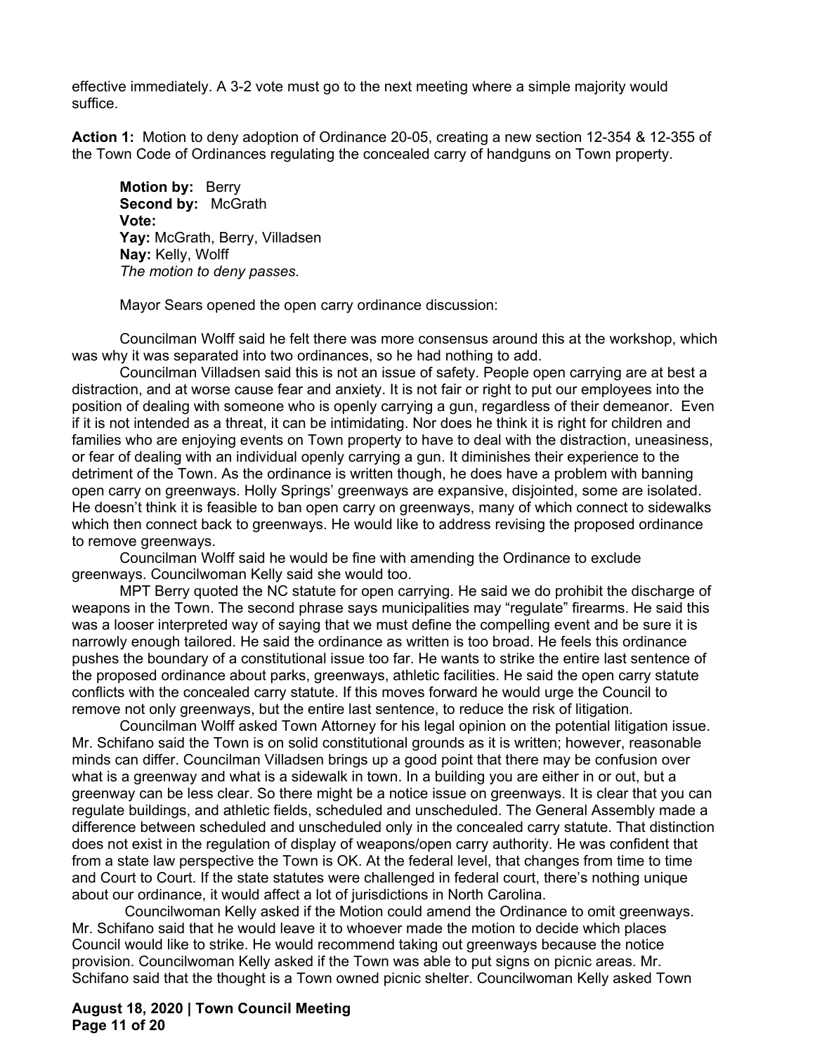effective immediately. A 3-2 vote must go to the next meeting where a simple majority would suffice.

**Action 1:** Motion to deny adoption of Ordinance 20-05, creating a new section 12-354 & 12-355 of the Town Code of Ordinances regulating the concealed carry of handguns on Town property.

> **Motion by:** Berry
> **Second by:** McGrath
> **Vote:**
> **Yay:** McGrath, Berry, Villadsen
> **Nay:** Kelly, Wolff
> *The motion to deny passes.*

Mayor Sears opened the open carry ordinance discussion:

Councilman Wolff said he felt there was more consensus around this at the workshop, which was why it was separated into two ordinances, so he had nothing to add.

Councilman Villadsen said this is not an issue of safety. People open carrying are at best a distraction, and at worse cause fear and anxiety. It is not fair or right to put our employees into the position of dealing with someone who is openly carrying a gun, regardless of their demeanor. Even if it is not intended as a threat, it can be intimidating. Nor does he think it is right for children and families who are enjoying events on Town property to have to deal with the distraction, uneasiness, or fear of dealing with an individual openly carrying a gun. It diminishes their experience to the detriment of the Town. As the ordinance is written though, he does have a problem with banning open carry on greenways. Holly Springs' greenways are expansive, disjointed, some are isolated. He doesn't think it is feasible to ban open carry on greenways, many of which connect to sidewalks which then connect back to greenways. He would like to address revising the proposed ordinance to remove greenways.

Councilman Wolff said he would be fine with amending the Ordinance to exclude greenways. Councilwoman Kelly said she would too.

MPT Berry quoted the NC statute for open carrying. He said we do prohibit the discharge of weapons in the Town. The second phrase says municipalities may "regulate" firearms. He said this was a looser interpreted way of saying that we must define the compelling event and be sure it is narrowly enough tailored. He said the ordinance as written is too broad. He feels this ordinance pushes the boundary of a constitutional issue too far. He wants to strike the entire last sentence of the proposed ordinance about parks, greenways, athletic facilities. He said the open carry statute conflicts with the concealed carry statute. If this moves forward he would urge the Council to remove not only greenways, but the entire last sentence, to reduce the risk of litigation.

Councilman Wolff asked Town Attorney for his legal opinion on the potential litigation issue. Mr. Schifano said the Town is on solid constitutional grounds as it is written; however, reasonable minds can differ. Councilman Villadsen brings up a good point that there may be confusion over what is a greenway and what is a sidewalk in town. In a building you are either in or out, but a greenway can be less clear. So there might be a notice issue on greenways. It is clear that you can regulate buildings, and athletic fields, scheduled and unscheduled. The General Assembly made a difference between scheduled and unscheduled only in the concealed carry statute. That distinction does not exist in the regulation of display of weapons/open carry authority. He was confident that from a state law perspective the Town is OK. At the federal level, that changes from time to time and Court to Court. If the state statutes were challenged in federal court, there's nothing unique about our ordinance, it would affect a lot of jurisdictions in North Carolina.

Councilwoman Kelly asked if the Motion could amend the Ordinance to omit greenways. Mr. Schifano said that he would leave it to whoever made the motion to decide which places Council would like to strike. He would recommend taking out greenways because the notice provision. Councilwoman Kelly asked if the Town was able to put signs on picnic areas. Mr. Schifano said that the thought is a Town owned picnic shelter. Councilwoman Kelly asked Town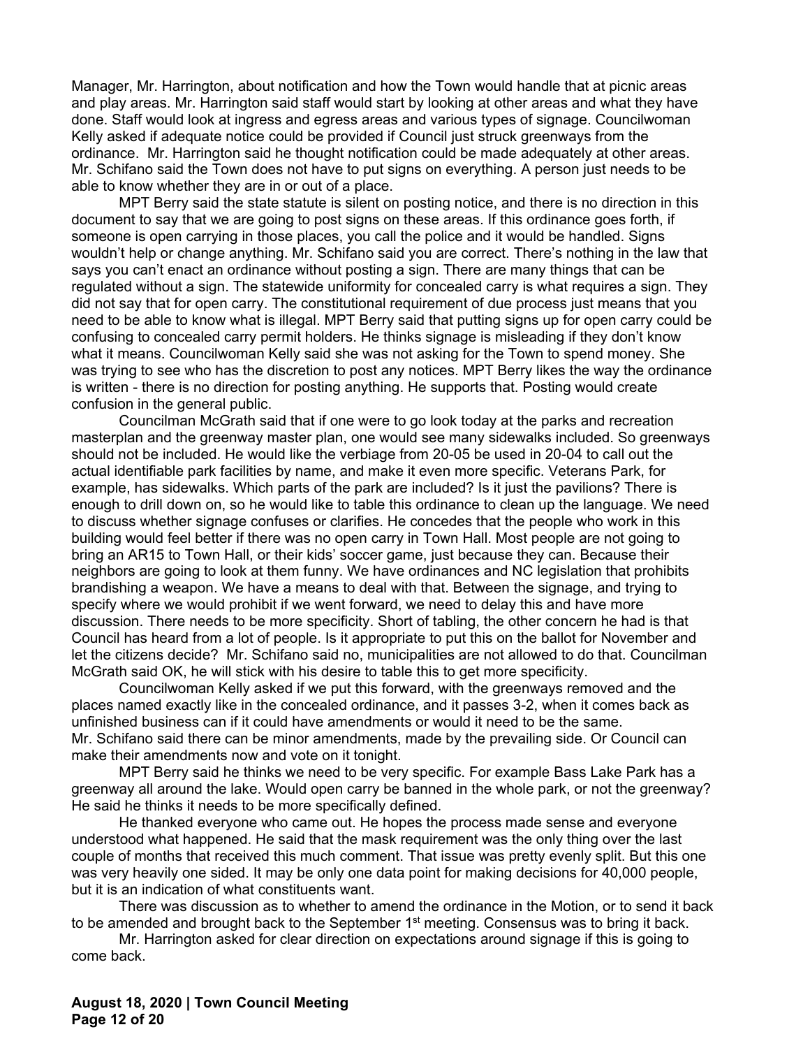Manager, Mr. Harrington, about notification and how the Town would handle that at picnic areas and play areas. Mr. Harrington said staff would start by looking at other areas and what they have done. Staff would look at ingress and egress areas and various types of signage. Councilwoman Kelly asked if adequate notice could be provided if Council just struck greenways from the ordinance. Mr. Harrington said he thought notification could be made adequately at other areas. Mr. Schifano said the Town does not have to put signs on everything. A person just needs to be able to know whether they are in or out of a place.

MPT Berry said the state statute is silent on posting notice, and there is no direction in this document to say that we are going to post signs on these areas. If this ordinance goes forth, if someone is open carrying in those places, you call the police and it would be handled. Signs wouldn't help or change anything. Mr. Schifano said you are correct. There's nothing in the law that says you can't enact an ordinance without posting a sign. There are many things that can be regulated without a sign. The statewide uniformity for concealed carry is what requires a sign. They did not say that for open carry. The constitutional requirement of due process just means that you need to be able to know what is illegal. MPT Berry said that putting signs up for open carry could be confusing to concealed carry permit holders. He thinks signage is misleading if they don't know what it means. Councilwoman Kelly said she was not asking for the Town to spend money. She was trying to see who has the discretion to post any notices. MPT Berry likes the way the ordinance is written - there is no direction for posting anything. He supports that. Posting would create confusion in the general public.

Councilman McGrath said that if one were to go look today at the parks and recreation masterplan and the greenway master plan, one would see many sidewalks included. So greenways should not be included. He would like the verbiage from 20-05 be used in 20-04 to call out the actual identifiable park facilities by name, and make it even more specific. Veterans Park, for example, has sidewalks. Which parts of the park are included? Is it just the pavilions? There is enough to drill down on, so he would like to table this ordinance to clean up the language. We need to discuss whether signage confuses or clarifies. He concedes that the people who work in this building would feel better if there was no open carry in Town Hall. Most people are not going to bring an AR15 to Town Hall, or their kids' soccer game, just because they can. Because their neighbors are going to look at them funny. We have ordinances and NC legislation that prohibits brandishing a weapon. We have a means to deal with that. Between the signage, and trying to specify where we would prohibit if we went forward, we need to delay this and have more discussion. There needs to be more specificity. Short of tabling, the other concern he had is that Council has heard from a lot of people. Is it appropriate to put this on the ballot for November and let the citizens decide? Mr. Schifano said no, municipalities are not allowed to do that. Councilman McGrath said OK, he will stick with his desire to table this to get more specificity.

Councilwoman Kelly asked if we put this forward, with the greenways removed and the places named exactly like in the concealed ordinance, and it passes 3-2, when it comes back as unfinished business can if it could have amendments or would it need to be the same.
Mr. Schifano said there can be minor amendments, made by the prevailing side. Or Council can make their amendments now and vote on it tonight.

MPT Berry said he thinks we need to be very specific. For example Bass Lake Park has a greenway all around the lake. Would open carry be banned in the whole park, or not the greenway? He said he thinks it needs to be more specifically defined.

He thanked everyone who came out. He hopes the process made sense and everyone understood what happened. He said that the mask requirement was the only thing over the last couple of months that received this much comment. That issue was pretty evenly split. But this one was very heavily one sided. It may be only one data point for making decisions for 40,000 people, but it is an indication of what constituents want.

There was discussion as to whether to amend the ordinance in the Motion, or to send it back to be amended and brought back to the September 1st meeting. Consensus was to bring it back.

Mr. Harrington asked for clear direction on expectations around signage if this is going to come back.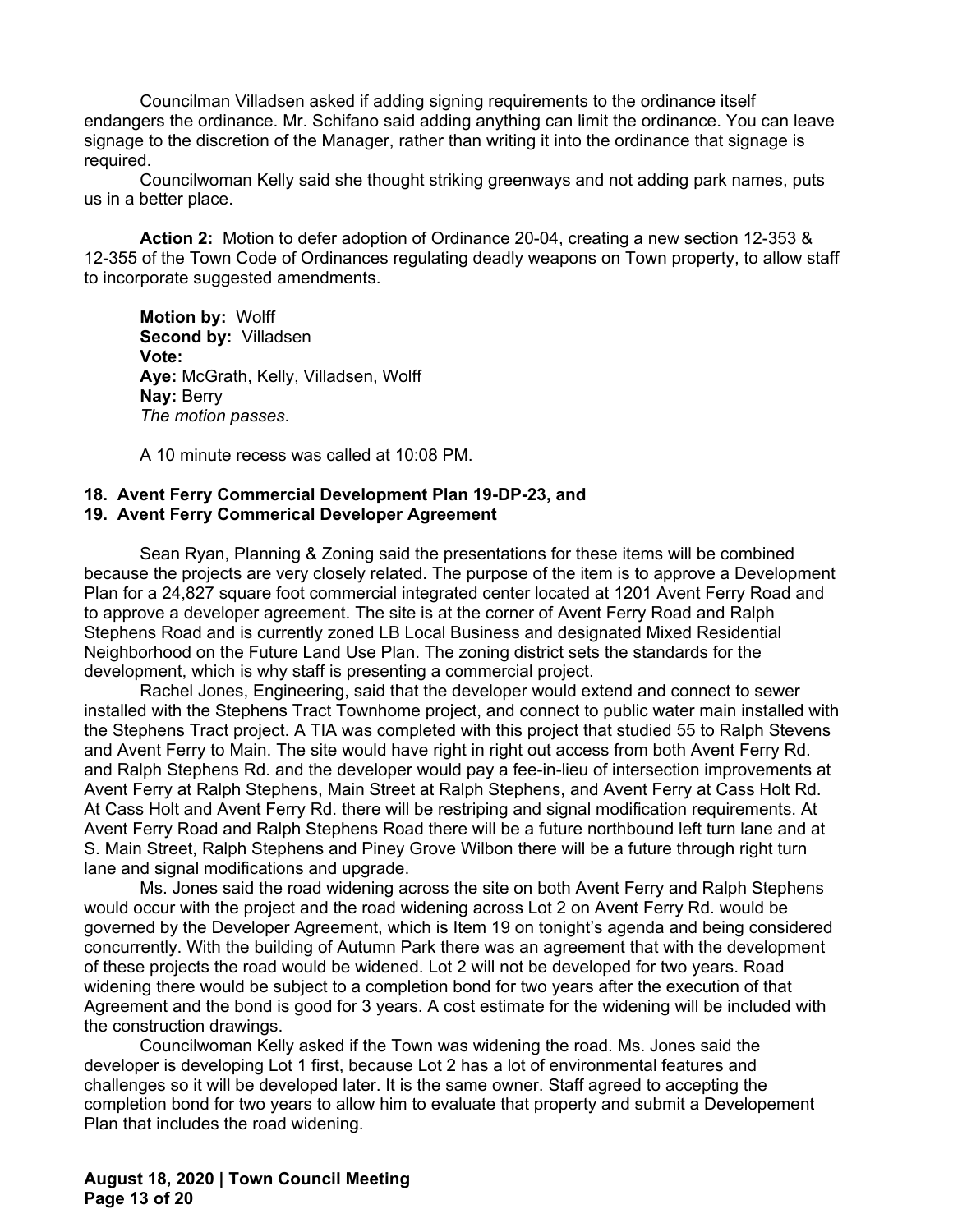Councilman Villadsen asked if adding signing requirements to the ordinance itself endangers the ordinance. Mr. Schifano said adding anything can limit the ordinance. You can leave signage to the discretion of the Manager, rather than writing it into the ordinance that signage is required.

Councilwoman Kelly said she thought striking greenways and not adding park names, puts us in a better place.

**Action 2:** Motion to defer adoption of Ordinance 20-04, creating a new section 12-353 & 12-355 of the Town Code of Ordinances regulating deadly weapons on Town property, to allow staff to incorporate suggested amendments.

**Motion by:** Wolff
**Second by:** Villadsen
**Vote:**
**Aye:** McGrath, Kelly, Villadsen, Wolff
**Nay:** Berry
*The motion passes*.

A 10 minute recess was called at 10:08 PM.

**18. Avent Ferry Commercial Development Plan 19-DP-23, and**
**19. Avent Ferry Commerical Developer Agreement**

Sean Ryan, Planning & Zoning said the presentations for these items will be combined because the projects are very closely related. The purpose of the item is to approve a Development Plan for a 24,827 square foot commercial integrated center located at 1201 Avent Ferry Road and to approve a developer agreement. The site is at the corner of Avent Ferry Road and Ralph Stephens Road and is currently zoned LB Local Business and designated Mixed Residential Neighborhood on the Future Land Use Plan. The zoning district sets the standards for the development, which is why staff is presenting a commercial project.

Rachel Jones, Engineering, said that the developer would extend and connect to sewer installed with the Stephens Tract Townhome project, and connect to public water main installed with the Stephens Tract project. A TIA was completed with this project that studied 55 to Ralph Stevens and Avent Ferry to Main. The site would have right in right out access from both Avent Ferry Rd. and Ralph Stephens Rd. and the developer would pay a fee-in-lieu of intersection improvements at Avent Ferry at Ralph Stephens, Main Street at Ralph Stephens, and Avent Ferry at Cass Holt Rd. At Cass Holt and Avent Ferry Rd. there will be restriping and signal modification requirements. At Avent Ferry Road and Ralph Stephens Road there will be a future northbound left turn lane and at S. Main Street, Ralph Stephens and Piney Grove Wilbon there will be a future through right turn lane and signal modifications and upgrade.

Ms. Jones said the road widening across the site on both Avent Ferry and Ralph Stephens would occur with the project and the road widening across Lot 2 on Avent Ferry Rd. would be governed by the Developer Agreement, which is Item 19 on tonight's agenda and being considered concurrently. With the building of Autumn Park there was an agreement that with the development of these projects the road would be widened. Lot 2 will not be developed for two years. Road widening there would be subject to a completion bond for two years after the execution of that Agreement and the bond is good for 3 years. A cost estimate for the widening will be included with the construction drawings.

Councilwoman Kelly asked if the Town was widening the road. Ms. Jones said the developer is developing Lot 1 first, because Lot 2 has a lot of environmental features and challenges so it will be developed later. It is the same owner. Staff agreed to accepting the completion bond for two years to allow him to evaluate that property and submit a Developement Plan that includes the road widening.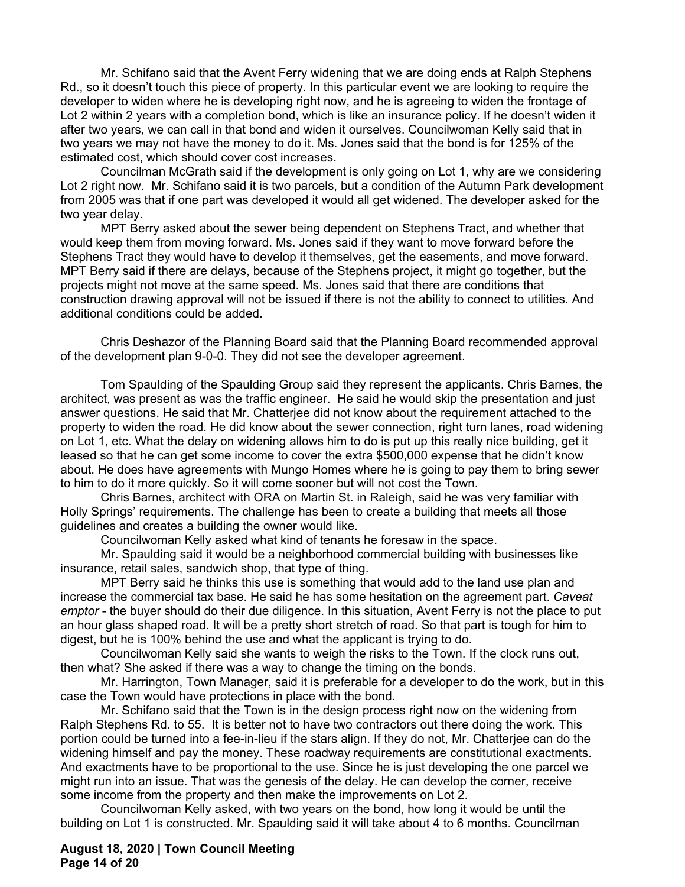Mr. Schifano said that the Avent Ferry widening that we are doing ends at Ralph Stephens Rd., so it doesn't touch this piece of property. In this particular event we are looking to require the developer to widen where he is developing right now, and he is agreeing to widen the frontage of Lot 2 within 2 years with a completion bond, which is like an insurance policy. If he doesn't widen it after two years, we can call in that bond and widen it ourselves. Councilwoman Kelly said that in two years we may not have the money to do it. Ms. Jones said that the bond is for 125% of the estimated cost, which should cover cost increases.

Councilman McGrath said if the development is only going on Lot 1, why are we considering Lot 2 right now. Mr. Schifano said it is two parcels, but a condition of the Autumn Park development from 2005 was that if one part was developed it would all get widened. The developer asked for the two year delay.

MPT Berry asked about the sewer being dependent on Stephens Tract, and whether that would keep them from moving forward. Ms. Jones said if they want to move forward before the Stephens Tract they would have to develop it themselves, get the easements, and move forward. MPT Berry said if there are delays, because of the Stephens project, it might go together, but the projects might not move at the same speed. Ms. Jones said that there are conditions that construction drawing approval will not be issued if there is not the ability to connect to utilities. And additional conditions could be added.

Chris Deshazor of the Planning Board said that the Planning Board recommended approval of the development plan 9-0-0. They did not see the developer agreement.

Tom Spaulding of the Spaulding Group said they represent the applicants. Chris Barnes, the architect, was present as was the traffic engineer. He said he would skip the presentation and just answer questions. He said that Mr. Chatterjee did not know about the requirement attached to the property to widen the road. He did know about the sewer connection, right turn lanes, road widening on Lot 1, etc. What the delay on widening allows him to do is put up this really nice building, get it leased so that he can get some income to cover the extra $500,000 expense that he didn't know about. He does have agreements with Mungo Homes where he is going to pay them to bring sewer to him to do it more quickly. So it will come sooner but will not cost the Town.

Chris Barnes, architect with ORA on Martin St. in Raleigh, said he was very familiar with Holly Springs' requirements. The challenge has been to create a building that meets all those guidelines and creates a building the owner would like.

Councilwoman Kelly asked what kind of tenants he foresaw in the space.

Mr. Spaulding said it would be a neighborhood commercial building with businesses like insurance, retail sales, sandwich shop, that type of thing.

MPT Berry said he thinks this use is something that would add to the land use plan and increase the commercial tax base. He said he has some hesitation on the agreement part. *Caveat emptor* - the buyer should do their due diligence. In this situation, Avent Ferry is not the place to put an hour glass shaped road. It will be a pretty short stretch of road. So that part is tough for him to digest, but he is 100% behind the use and what the applicant is trying to do.

Councilwoman Kelly said she wants to weigh the risks to the Town. If the clock runs out, then what? She asked if there was a way to change the timing on the bonds.

Mr. Harrington, Town Manager, said it is preferable for a developer to do the work, but in this case the Town would have protections in place with the bond.

Mr. Schifano said that the Town is in the design process right now on the widening from Ralph Stephens Rd. to 55. It is better not to have two contractors out there doing the work. This portion could be turned into a fee-in-lieu if the stars align. If they do not, Mr. Chatterjee can do the widening himself and pay the money. These roadway requirements are constitutional exactments. And exactments have to be proportional to the use. Since he is just developing the one parcel we might run into an issue. That was the genesis of the delay. He can develop the corner, receive some income from the property and then make the improvements on Lot 2.

Councilwoman Kelly asked, with two years on the bond, how long it would be until the building on Lot 1 is constructed. Mr. Spaulding said it will take about 4 to 6 months. Councilman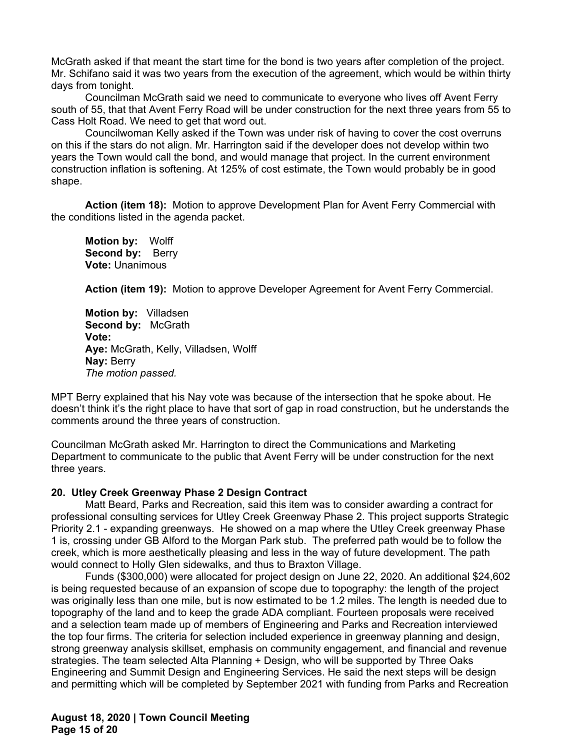McGrath asked if that meant the start time for the bond is two years after completion of the project. Mr. Schifano said it was two years from the execution of the agreement, which would be within thirty days from tonight.

Councilman McGrath said we need to communicate to everyone who lives off Avent Ferry south of 55, that that Avent Ferry Road will be under construction for the next three years from 55 to Cass Holt Road. We need to get that word out.

Councilwoman Kelly asked if the Town was under risk of having to cover the cost overruns on this if the stars do not align. Mr. Harrington said if the developer does not develop within two years the Town would call the bond, and would manage that project. In the current environment construction inflation is softening. At 125% of cost estimate, the Town would probably be in good shape.

**Action (item 18):** Motion to approve Development Plan for Avent Ferry Commercial with the conditions listed in the agenda packet.

**Motion by:** Wolff
**Second by:** Berry
**Vote:** Unanimous

**Action (item 19):** Motion to approve Developer Agreement for Avent Ferry Commercial.

**Motion by:** Villadsen
**Second by:** McGrath
**Vote:**
**Aye:** McGrath, Kelly, Villadsen, Wolff
**Nay:** Berry
*The motion passed.*

MPT Berry explained that his Nay vote was because of the intersection that he spoke about. He doesn't think it's the right place to have that sort of gap in road construction, but he understands the comments around the three years of construction.

Councilman McGrath asked Mr. Harrington to direct the Communications and Marketing Department to communicate to the public that Avent Ferry will be under construction for the next three years.

### 20. Utley Creek Greenway Phase 2 Design Contract

Matt Beard, Parks and Recreation, said this item was to consider awarding a contract for professional consulting services for Utley Creek Greenway Phase 2. This project supports Strategic Priority 2.1 - expanding greenways. He showed on a map where the Utley Creek greenway Phase 1 is, crossing under GB Alford to the Morgan Park stub. The preferred path would be to follow the creek, which is more aesthetically pleasing and less in the way of future development. The path would connect to Holly Glen sidewalks, and thus to Braxton Village.

Funds ($300,000) were allocated for project design on June 22, 2020. An additional $24,602 is being requested because of an expansion of scope due to topography: the length of the project was originally less than one mile, but is now estimated to be 1.2 miles. The length is needed due to topography of the land and to keep the grade ADA compliant. Fourteen proposals were received and a selection team made up of members of Engineering and Parks and Recreation interviewed the top four firms. The criteria for selection included experience in greenway planning and design, strong greenway analysis skillset, emphasis on community engagement, and financial and revenue strategies. The team selected Alta Planning + Design, who will be supported by Three Oaks Engineering and Summit Design and Engineering Services. He said the next steps will be design and permitting which will be completed by September 2021 with funding from Parks and Recreation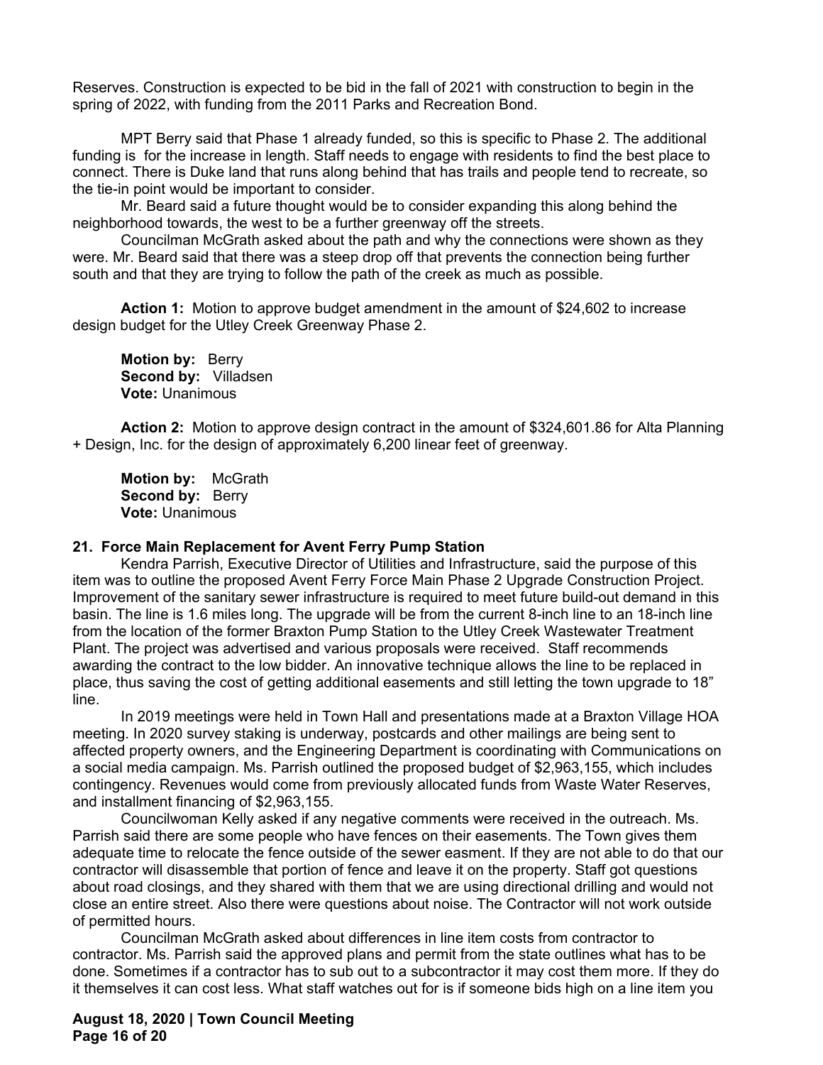Reserves. Construction is expected to be bid in the fall of 2021 with construction to begin in the spring of 2022, with funding from the 2011 Parks and Recreation Bond.

MPT Berry said that Phase 1 already funded, so this is specific to Phase 2. The additional funding is for the increase in length. Staff needs to engage with residents to find the best place to connect. There is Duke land that runs along behind that has trails and people tend to recreate, so the tie-in point would be important to consider.

Mr. Beard said a future thought would be to consider expanding this along behind the neighborhood towards, the west to be a further greenway off the streets.

Councilman McGrath asked about the path and why the connections were shown as they were. Mr. Beard said that there was a steep drop off that prevents the connection being further south and that they are trying to follow the path of the creek as much as possible.

**Action 1:** Motion to approve budget amendment in the amount of $24,602 to increase design budget for the Utley Creek Greenway Phase 2.

**Motion by:** Berry
**Second by:** Villadsen
**Vote:** Unanimous

**Action 2:** Motion to approve design contract in the amount of $324,601.86 for Alta Planning + Design, Inc. for the design of approximately 6,200 linear feet of greenway.

**Motion by:** McGrath
**Second by:** Berry
**Vote:** Unanimous

**21. Force Main Replacement for Avent Ferry Pump Station**

Kendra Parrish, Executive Director of Utilities and Infrastructure, said the purpose of this item was to outline the proposed Avent Ferry Force Main Phase 2 Upgrade Construction Project. Improvement of the sanitary sewer infrastructure is required to meet future build-out demand in this basin. The line is 1.6 miles long. The upgrade will be from the current 8-inch line to an 18-inch line from the location of the former Braxton Pump Station to the Utley Creek Wastewater Treatment Plant. The project was advertised and various proposals were received. Staff recommends awarding the contract to the low bidder. An innovative technique allows the line to be replaced in place, thus saving the cost of getting additional easements and still letting the town upgrade to 18" line.

In 2019 meetings were held in Town Hall and presentations made at a Braxton Village HOA meeting. In 2020 survey staking is underway, postcards and other mailings are being sent to affected property owners, and the Engineering Department is coordinating with Communications on a social media campaign. Ms. Parrish outlined the proposed budget of $2,963,155, which includes contingency. Revenues would come from previously allocated funds from Waste Water Reserves, and installment financing of $2,963,155.

Councilwoman Kelly asked if any negative comments were received in the outreach. Ms. Parrish said there are some people who have fences on their easements. The Town gives them adequate time to relocate the fence outside of the sewer easment. If they are not able to do that our contractor will disassemble that portion of fence and leave it on the property. Staff got questions about road closings, and they shared with them that we are using directional drilling and would not close an entire street. Also there were questions about noise. The Contractor will not work outside of permitted hours.

Councilman McGrath asked about differences in line item costs from contractor to contractor. Ms. Parrish said the approved plans and permit from the state outlines what has to be done. Sometimes if a contractor has to sub out to a subcontractor it may cost them more. If they do it themselves it can cost less. What staff watches out for is if someone bids high on a line item you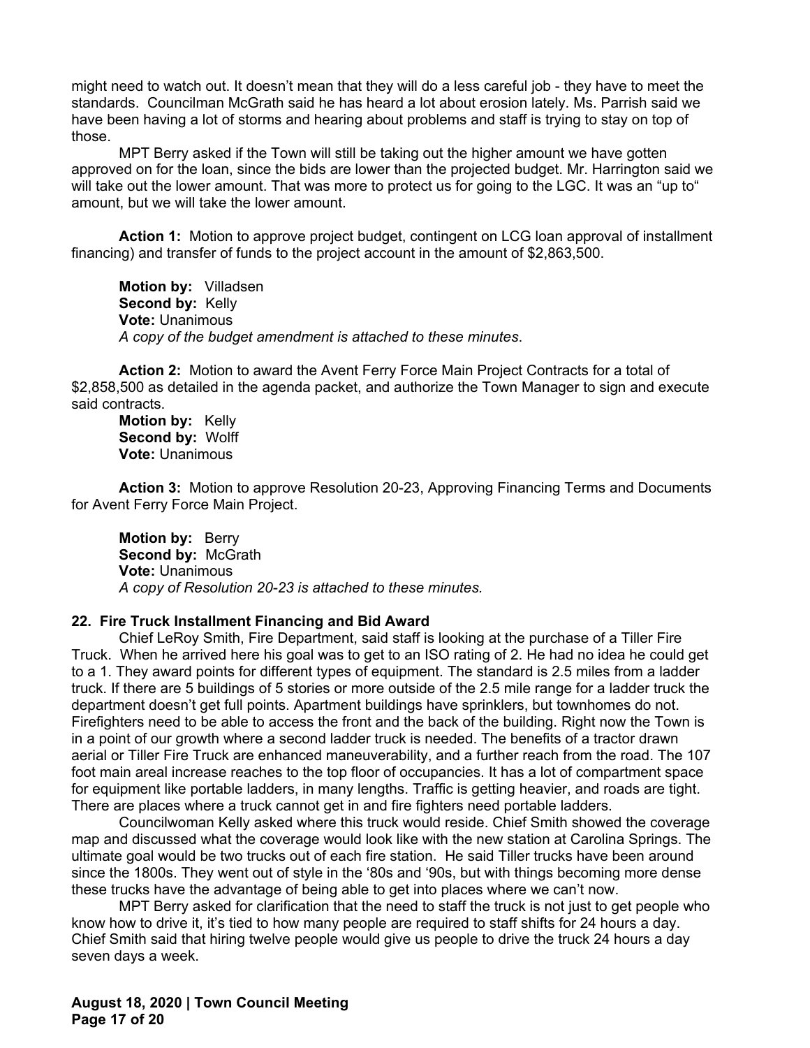might need to watch out. It doesn't mean that they will do a less careful job - they have to meet the standards. Councilman McGrath said he has heard a lot about erosion lately. Ms. Parrish said we have been having a lot of storms and hearing about problems and staff is trying to stay on top of those.

MPT Berry asked if the Town will still be taking out the higher amount we have gotten approved on for the loan, since the bids are lower than the projected budget. Mr. Harrington said we will take out the lower amount. That was more to protect us for going to the LGC. It was an "up to" amount, but we will take the lower amount.

**Action 1:** Motion to approve project budget, contingent on LCG loan approval of installment financing) and transfer of funds to the project account in the amount of $2,863,500.

**Motion by:** Villadsen
**Second by:** Kelly
**Vote:** Unanimous
*A copy of the budget amendment is attached to these minutes*.

**Action 2:** Motion to award the Avent Ferry Force Main Project Contracts for a total of $2,858,500 as detailed in the agenda packet, and authorize the Town Manager to sign and execute said contracts.
**Motion by:** Kelly
**Second by:** Wolff
**Vote:** Unanimous

**Action 3:** Motion to approve Resolution 20-23, Approving Financing Terms and Documents for Avent Ferry Force Main Project.

**Motion by:** Berry
**Second by:** McGrath
**Vote:** Unanimous
*A copy of Resolution 20-23 is attached to these minutes.*

**22. Fire Truck Installment Financing and Bid Award**

Chief LeRoy Smith, Fire Department, said staff is looking at the purchase of a Tiller Fire Truck. When he arrived here his goal was to get to an ISO rating of 2. He had no idea he could get to a 1. They award points for different types of equipment. The standard is 2.5 miles from a ladder truck. If there are 5 buildings of 5 stories or more outside of the 2.5 mile range for a ladder truck the department doesn't get full points. Apartment buildings have sprinklers, but townhomes do not. Firefighters need to be able to access the front and the back of the building. Right now the Town is in a point of our growth where a second ladder truck is needed. The benefits of a tractor drawn aerial or Tiller Fire Truck are enhanced maneuverability, and a further reach from the road. The 107 foot main areal increase reaches to the top floor of occupancies. It has a lot of compartment space for equipment like portable ladders, in many lengths. Traffic is getting heavier, and roads are tight. There are places where a truck cannot get in and fire fighters need portable ladders.

Councilwoman Kelly asked where this truck would reside. Chief Smith showed the coverage map and discussed what the coverage would look like with the new station at Carolina Springs. The ultimate goal would be two trucks out of each fire station. He said Tiller trucks have been around since the 1800s. They went out of style in the '80s and '90s, but with things becoming more dense these trucks have the advantage of being able to get into places where we can't now.

MPT Berry asked for clarification that the need to staff the truck is not just to get people who know how to drive it, it's tied to how many people are required to staff shifts for 24 hours a day. Chief Smith said that hiring twelve people would give us people to drive the truck 24 hours a day seven days a week.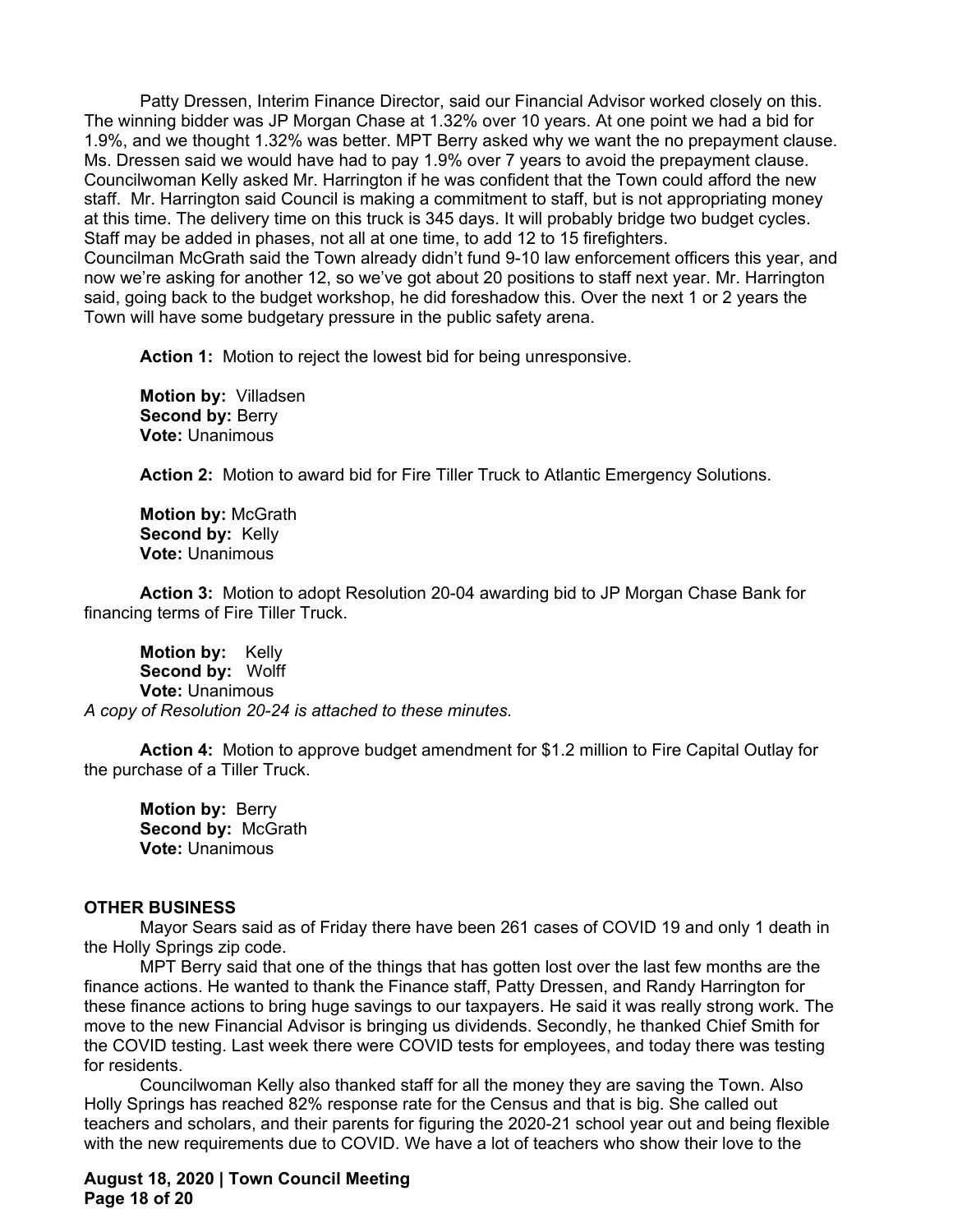Patty Dressen, Interim Finance Director, said our Financial Advisor worked closely on this. The winning bidder was JP Morgan Chase at 1.32% over 10 years. At one point we had a bid for 1.9%, and we thought 1.32% was better. MPT Berry asked why we want the no prepayment clause. Ms. Dressen said we would have had to pay 1.9% over 7 years to avoid the prepayment clause. Councilwoman Kelly asked Mr. Harrington if he was confident that the Town could afford the new staff. Mr. Harrington said Council is making a commitment to staff, but is not appropriating money at this time. The delivery time on this truck is 345 days. It will probably bridge two budget cycles. Staff may be added in phases, not all at one time, to add 12 to 15 firefighters.
Councilman McGrath said the Town already didn't fund 9-10 law enforcement officers this year, and now we're asking for another 12, so we've got about 20 positions to staff next year. Mr. Harrington said, going back to the budget workshop, he did foreshadow this. Over the next 1 or 2 years the Town will have some budgetary pressure in the public safety arena.

**Action 1:** Motion to reject the lowest bid for being unresponsive.

**Motion by:** Villadsen
**Second by:** Berry
**Vote:** Unanimous

**Action 2:** Motion to award bid for Fire Tiller Truck to Atlantic Emergency Solutions.

**Motion by:** McGrath
**Second by:** Kelly
**Vote:** Unanimous

**Action 3:** Motion to adopt Resolution 20-04 awarding bid to JP Morgan Chase Bank for financing terms of Fire Tiller Truck.

**Motion by:** Kelly
**Second by:** Wolff
**Vote:** Unanimous
*A copy of Resolution 20-24 is attached to these minutes.*

**Action 4:** Motion to approve budget amendment for $1.2 million to Fire Capital Outlay for the purchase of a Tiller Truck.

**Motion by:** Berry
**Second by:** McGrath
**Vote:** Unanimous

**OTHER BUSINESS**

Mayor Sears said as of Friday there have been 261 cases of COVID 19 and only 1 death in the Holly Springs zip code.

MPT Berry said that one of the things that has gotten lost over the last few months are the finance actions. He wanted to thank the Finance staff, Patty Dressen, and Randy Harrington for these finance actions to bring huge savings to our taxpayers. He said it was really strong work. The move to the new Financial Advisor is bringing us dividends. Secondly, he thanked Chief Smith for the COVID testing. Last week there were COVID tests for employees, and today there was testing for residents.

Councilwoman Kelly also thanked staff for all the money they are saving the Town. Also Holly Springs has reached 82% response rate for the Census and that is big. She called out teachers and scholars, and their parents for figuring the 2020-21 school year out and being flexible with the new requirements due to COVID. We have a lot of teachers who show their love to the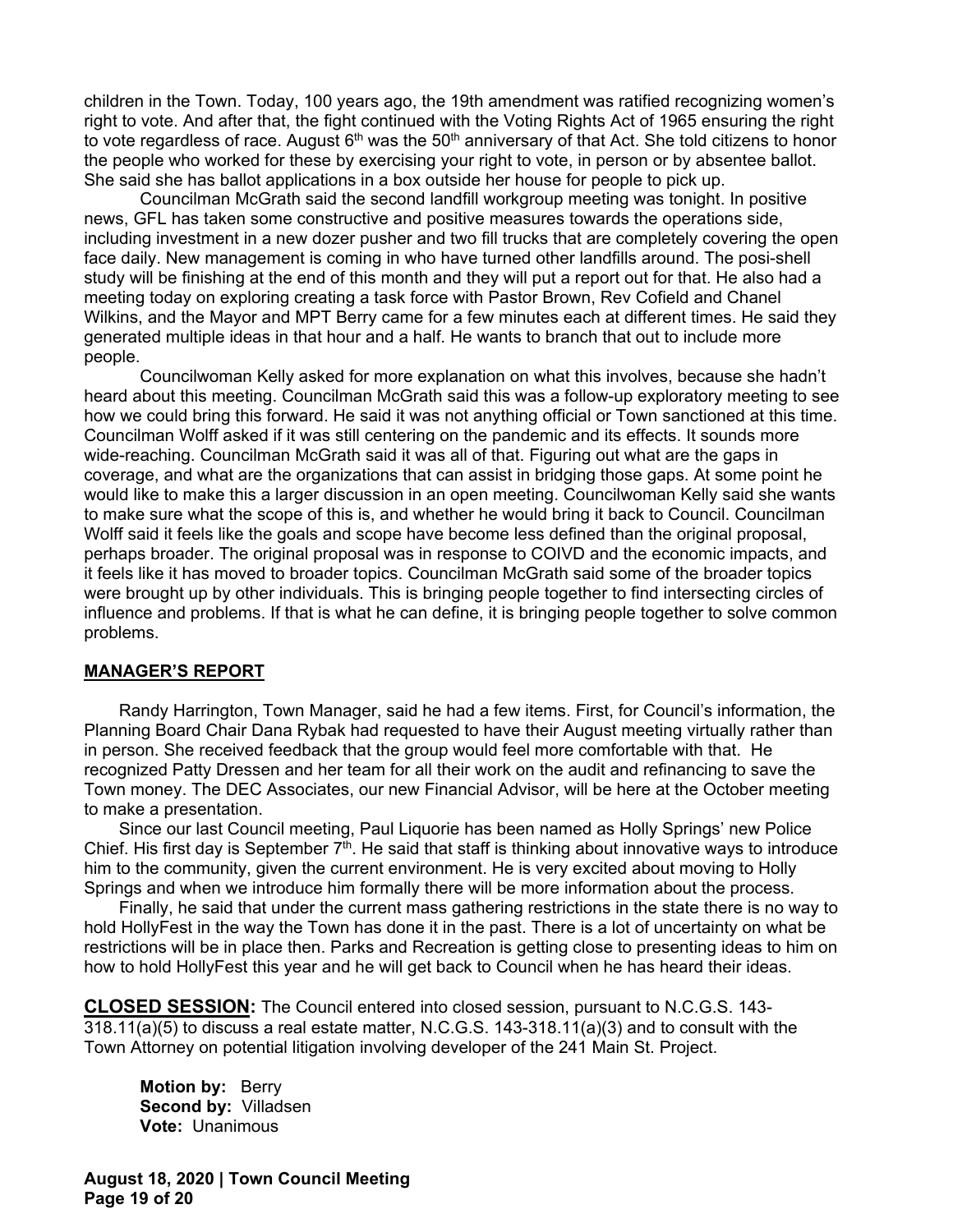children in the Town. Today, 100 years ago, the 19th amendment was ratified recognizing women's right to vote. And after that, the fight continued with the Voting Rights Act of 1965 ensuring the right to vote regardless of race. August 6th was the 50th anniversary of that Act. She told citizens to honor the people who worked for these by exercising your right to vote, in person or by absentee ballot. She said she has ballot applications in a box outside her house for people to pick up.

Councilman McGrath said the second landfill workgroup meeting was tonight. In positive news, GFL has taken some constructive and positive measures towards the operations side, including investment in a new dozer pusher and two fill trucks that are completely covering the open face daily. New management is coming in who have turned other landfills around. The posi-shell study will be finishing at the end of this month and they will put a report out for that. He also had a meeting today on exploring creating a task force with Pastor Brown, Rev Cofield and Chanel Wilkins, and the Mayor and MPT Berry came for a few minutes each at different times. He said they generated multiple ideas in that hour and a half. He wants to branch that out to include more people.

Councilwoman Kelly asked for more explanation on what this involves, because she hadn't heard about this meeting. Councilman McGrath said this was a follow-up exploratory meeting to see how we could bring this forward. He said it was not anything official or Town sanctioned at this time. Councilman Wolff asked if it was still centering on the pandemic and its effects. It sounds more wide-reaching. Councilman McGrath said it was all of that. Figuring out what are the gaps in coverage, and what are the organizations that can assist in bridging those gaps. At some point he would like to make this a larger discussion in an open meeting. Councilwoman Kelly said she wants to make sure what the scope of this is, and whether he would bring it back to Council. Councilman Wolff said it feels like the goals and scope have become less defined than the original proposal, perhaps broader. The original proposal was in response to COIVD and the economic impacts, and it feels like it has moved to broader topics. Councilman McGrath said some of the broader topics were brought up by other individuals. This is bringing people together to find intersecting circles of influence and problems. If that is what he can define, it is bringing people together to solve common problems.

## MANAGER'S REPORT

Randy Harrington, Town Manager, said he had a few items. First, for Council's information, the Planning Board Chair Dana Rybak had requested to have their August meeting virtually rather than in person. She received feedback that the group would feel more comfortable with that. He recognized Patty Dressen and her team for all their work on the audit and refinancing to save the Town money. The DEC Associates, our new Financial Advisor, will be here at the October meeting to make a presentation.

Since our last Council meeting, Paul Liquorie has been named as Holly Springs' new Police Chief. His first day is September 7th. He said that staff is thinking about innovative ways to introduce him to the community, given the current environment. He is very excited about moving to Holly Springs and when we introduce him formally there will be more information about the process.

Finally, he said that under the current mass gathering restrictions in the state there is no way to hold HollyFest in the way the Town has done it in the past. There is a lot of uncertainty on what be restrictions will be in place then. Parks and Recreation is getting close to presenting ideas to him on how to hold HollyFest this year and he will get back to Council when he has heard their ideas.

## CLOSED SESSION:

The Council entered into closed session, pursuant to N.C.G.S. 143-318.11(a)(5) to discuss a real estate matter, N.C.G.S. 143-318.11(a)(3) and to consult with the Town Attorney on potential litigation involving developer of the 241 Main St. Project.

**Motion by:** Berry
**Second by:** Villadsen
**Vote:** Unanimous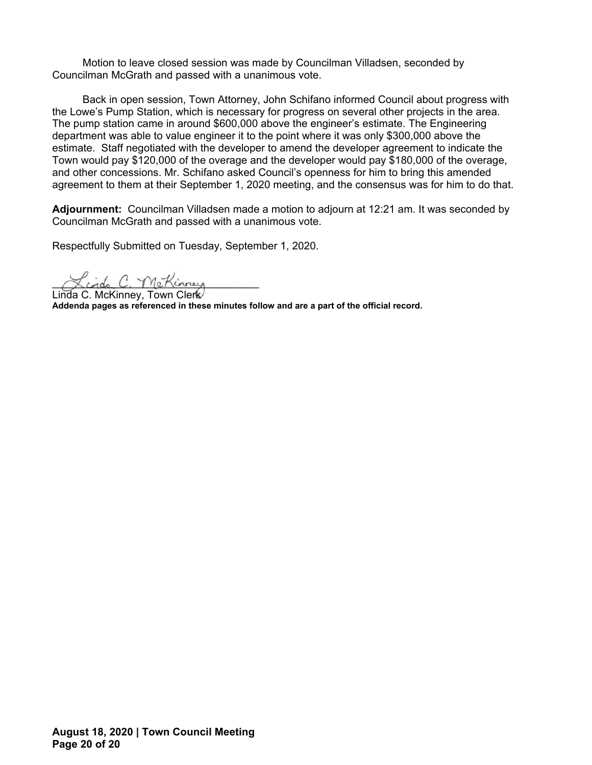Motion to leave closed session was made by Councilman Villadsen, seconded by Councilman McGrath and passed with a unanimous vote.

Back in open session, Town Attorney, John Schifano informed Council about progress with the Lowe's Pump Station, which is necessary for progress on several other projects in the area. The pump station came in around $600,000 above the engineer's estimate. The Engineering department was able to value engineer it to the point where it was only $300,000 above the estimate. Staff negotiated with the developer to amend the developer agreement to indicate the Town would pay $120,000 of the overage and the developer would pay $180,000 of the overage, and other concessions. Mr. Schifano asked Council's openness for him to bring this amended agreement to them at their September 1, 2020 meeting, and the consensus was for him to do that.

**Adjournment:** Councilman Villadsen made a motion to adjourn at 12:21 am. It was seconded by Councilman McGrath and passed with a unanimous vote.

Respectfully Submitted on Tuesday, September 1, 2020.

Linda C. McKinney

Linda C. McKinney, Town Clerk

**Addenda pages as referenced in these minutes follow and are a part of the official record.**